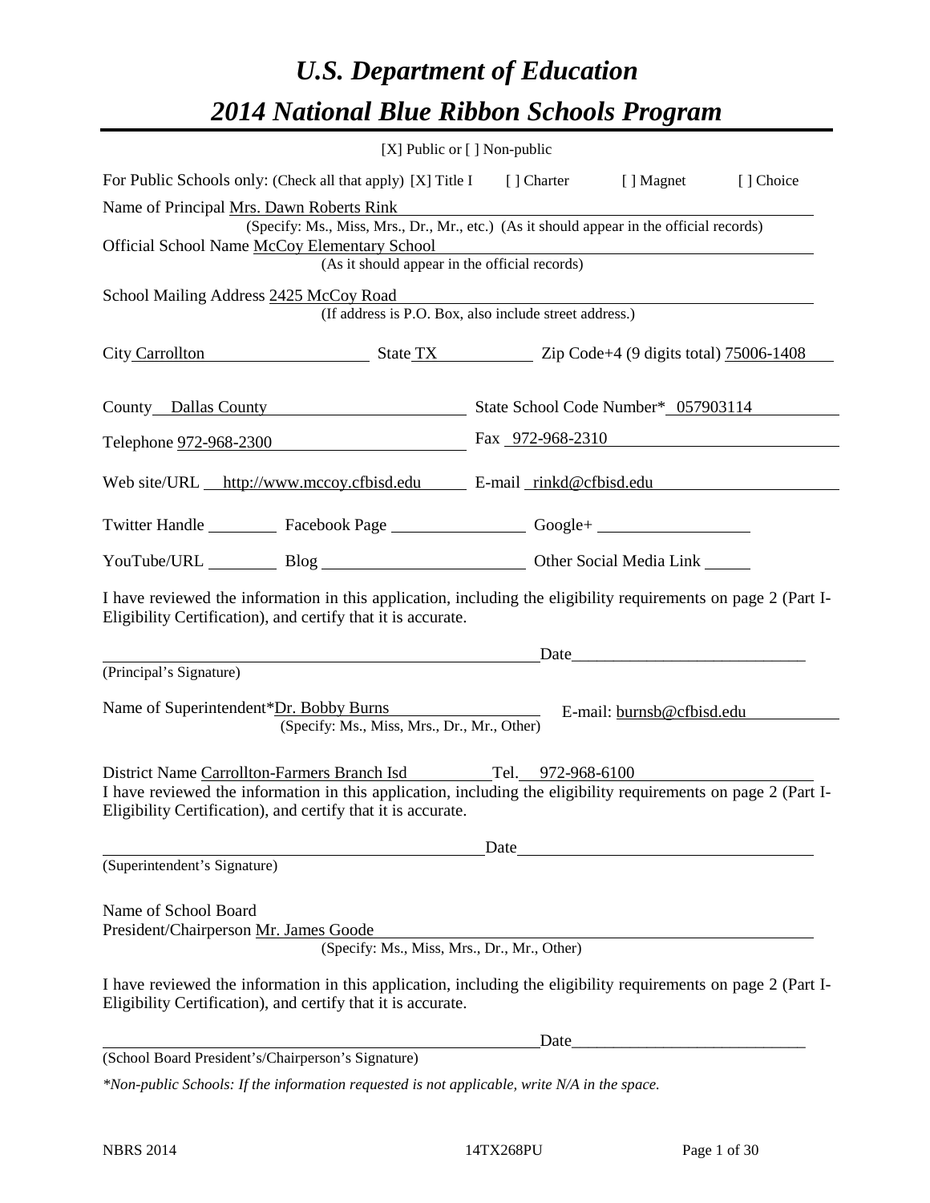# *U.S. Department of Education*

# *2014 National Blue Ribbon Schools Program*

[X] Public or [ ] Non-public

For Public Schools only: (Check all that apply) [X] Title I [ ] Charter [ ] Magnet [ ] Choice

Name of Principal Mrs. Dawn Roberts Rink
(Specify: Ms., Miss, Mrs., Dr., Mr., etc.) (As it should appear in the official records)

Official School Name McCoy Elementary School
(As it should appear in the official records)

School Mailing Address 2425 McCoy Road
(If address is P.O. Box, also include street address.)

City Carrollton State TX Zip Code+4 (9 digits total) 75006-1408

County Dallas County State School Code Number* 057903114

Telephone 972-968-2300 Fax 972-968-2310

Web site/URL http://www.mccoy.cfbisd.edu E-mail rinkd@cfbisd.edu

Twitter Handle ________ Facebook Page ________ Google+ ________

YouTube/URL ________ Blog ________ Other Social Media Link ________

I have reviewed the information in this application, including the eligibility requirements on page 2 (Part I-Eligibility Certification), and certify that it is accurate.

_________________________________________ Date_______________________
(Principal's Signature)

Name of Superintendent*Dr. Bobby Burns E-mail: burnsb@cfbisd.edu
(Specify: Ms., Miss, Mrs., Dr., Mr., Other)

District Name Carrollton-Farmers Branch Isd Tel. 972-968-6100

I have reviewed the information in this application, including the eligibility requirements on page 2 (Part I-Eligibility Certification), and certify that it is accurate.

_________________________________________ Date_______________________
(Superintendent's Signature)

Name of School Board
President/Chairperson Mr. James Goode
(Specify: Ms., Miss, Mrs., Dr., Mr., Other)

I have reviewed the information in this application, including the eligibility requirements on page 2 (Part I-Eligibility Certification), and certify that it is accurate.

_________________________________________ Date_______________________
(School Board President's/Chairperson's Signature)

*\*Non-public Schools: If the information requested is not applicable, write N/A in the space.*

NBRS 2014 14TX268PU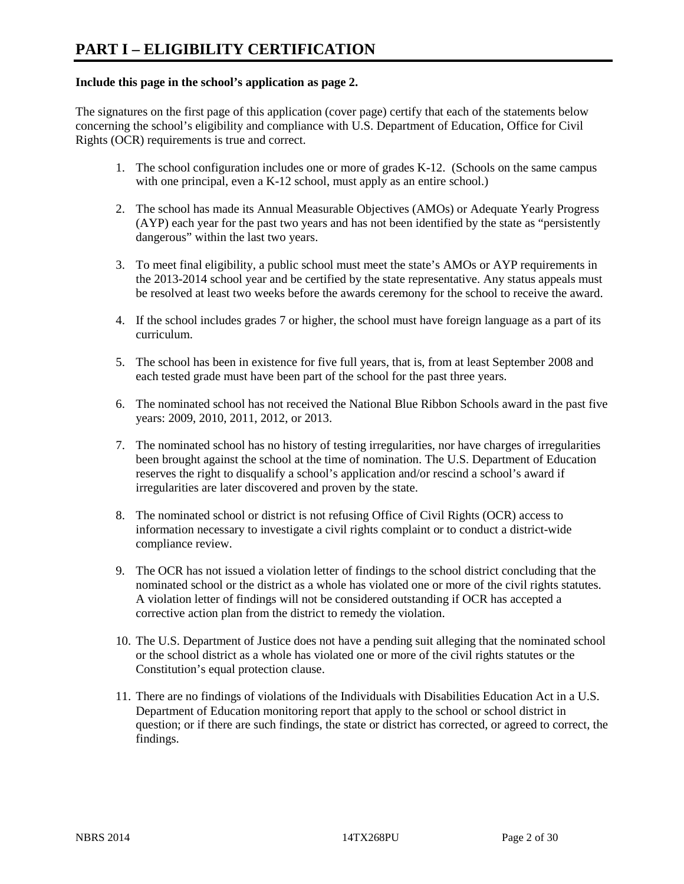# PART I – ELIGIBILITY CERTIFICATION

**Include this page in the school's application as page 2.**

The signatures on the first page of this application (cover page) certify that each of the statements below concerning the school's eligibility and compliance with U.S. Department of Education, Office for Civil Rights (OCR) requirements is true and correct.

1. The school configuration includes one or more of grades K-12. (Schools on the same campus with one principal, even a K-12 school, must apply as an entire school.)

2. The school has made its Annual Measurable Objectives (AMOs) or Adequate Yearly Progress (AYP) each year for the past two years and has not been identified by the state as "persistently dangerous" within the last two years.

3. To meet final eligibility, a public school must meet the state's AMOs or AYP requirements in the 2013-2014 school year and be certified by the state representative. Any status appeals must be resolved at least two weeks before the awards ceremony for the school to receive the award.

4. If the school includes grades 7 or higher, the school must have foreign language as a part of its curriculum.

5. The school has been in existence for five full years, that is, from at least September 2008 and each tested grade must have been part of the school for the past three years.

6. The nominated school has not received the National Blue Ribbon Schools award in the past five years: 2009, 2010, 2011, 2012, or 2013.

7. The nominated school has no history of testing irregularities, nor have charges of irregularities been brought against the school at the time of nomination. The U.S. Department of Education reserves the right to disqualify a school's application and/or rescind a school's award if irregularities are later discovered and proven by the state.

8. The nominated school or district is not refusing Office of Civil Rights (OCR) access to information necessary to investigate a civil rights complaint or to conduct a district-wide compliance review.

9. The OCR has not issued a violation letter of findings to the school district concluding that the nominated school or the district as a whole has violated one or more of the civil rights statutes. A violation letter of findings will not be considered outstanding if OCR has accepted a corrective action plan from the district to remedy the violation.

10. The U.S. Department of Justice does not have a pending suit alleging that the nominated school or the school district as a whole has violated one or more of the civil rights statutes or the Constitution's equal protection clause.

11. There are no findings of violations of the Individuals with Disabilities Education Act in a U.S. Department of Education monitoring report that apply to the school or school district in question; or if there are such findings, the state or district has corrected, or agreed to correct, the findings.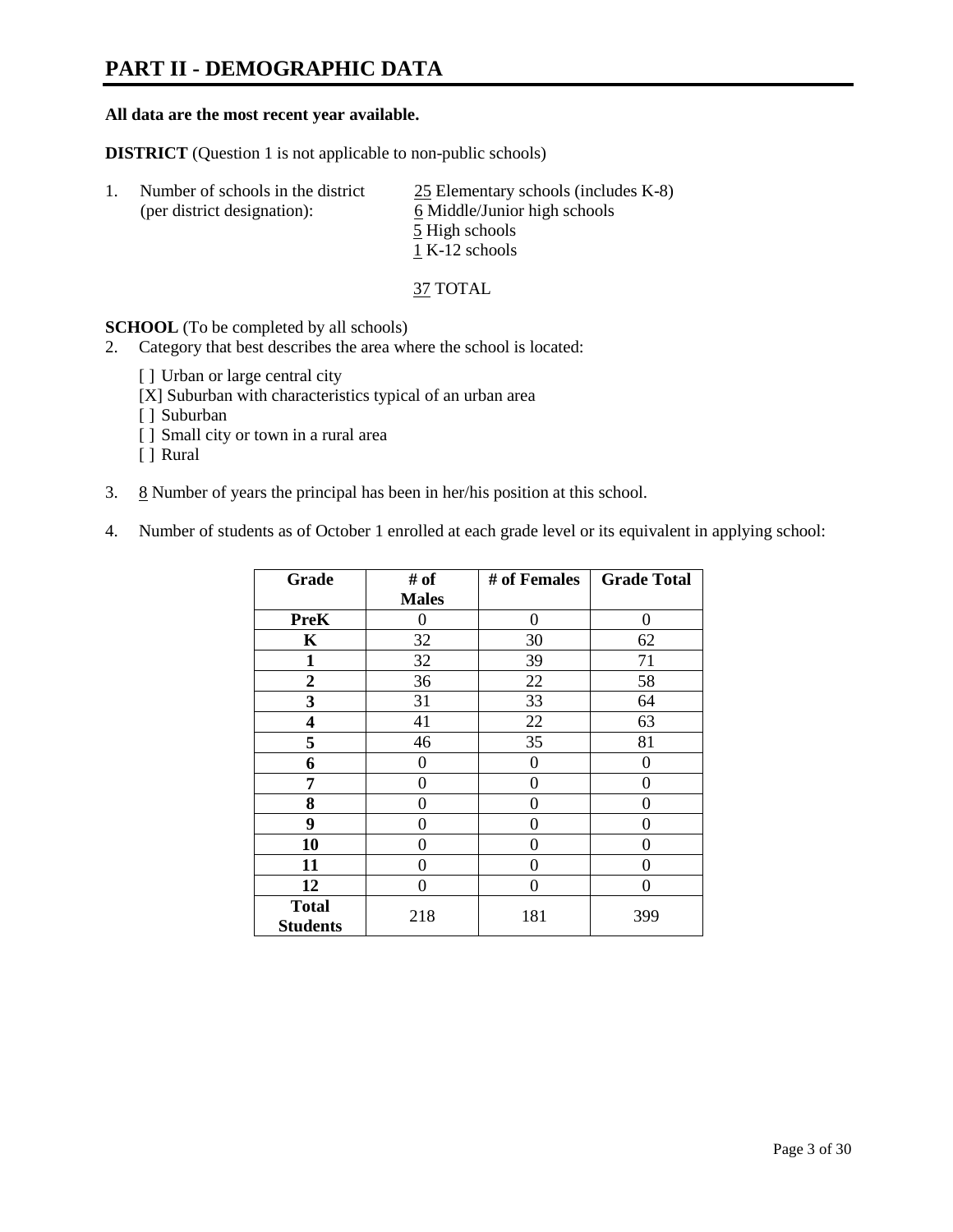# PART II - DEMOGRAPHIC DATA

**All data are the most recent year available.**

**DISTRICT** (Question 1 is not applicable to non-public schools)

1. Number of schools in the district (per district designation):
   - 25 Elementary schools (includes K-8)
   - 6 Middle/Junior high schools
   - 5 High schools
   - 1 K-12 schools

   37 TOTAL

**SCHOOL** (To be completed by all schools)

2. Category that best describes the area where the school is located:

   [ ] Urban or large central city
   [X] Suburban with characteristics typical of an urban area
   [ ] Suburban
   [ ] Small city or town in a rural area
   [ ] Rural

3. 8 Number of years the principal has been in her/his position at this school.

4. Number of students as of October 1 enrolled at each grade level or its equivalent in applying school:

| Grade | # of Males | # of Females | Grade Total |
|---|---|---|---|
| **PreK** | 0 | 0 | 0 |
| **K** | 32 | 30 | 62 |
| **1** | 32 | 39 | 71 |
| **2** | 36 | 22 | 58 |
| **3** | 31 | 33 | 64 |
| **4** | 41 | 22 | 63 |
| **5** | 46 | 35 | 81 |
| **6** | 0 | 0 | 0 |
| **7** | 0 | 0 | 0 |
| **8** | 0 | 0 | 0 |
| **9** | 0 | 0 | 0 |
| **10** | 0 | 0 | 0 |
| **11** | 0 | 0 | 0 |
| **12** | 0 | 0 | 0 |
| **Total Students** | 218 | 181 | 399 |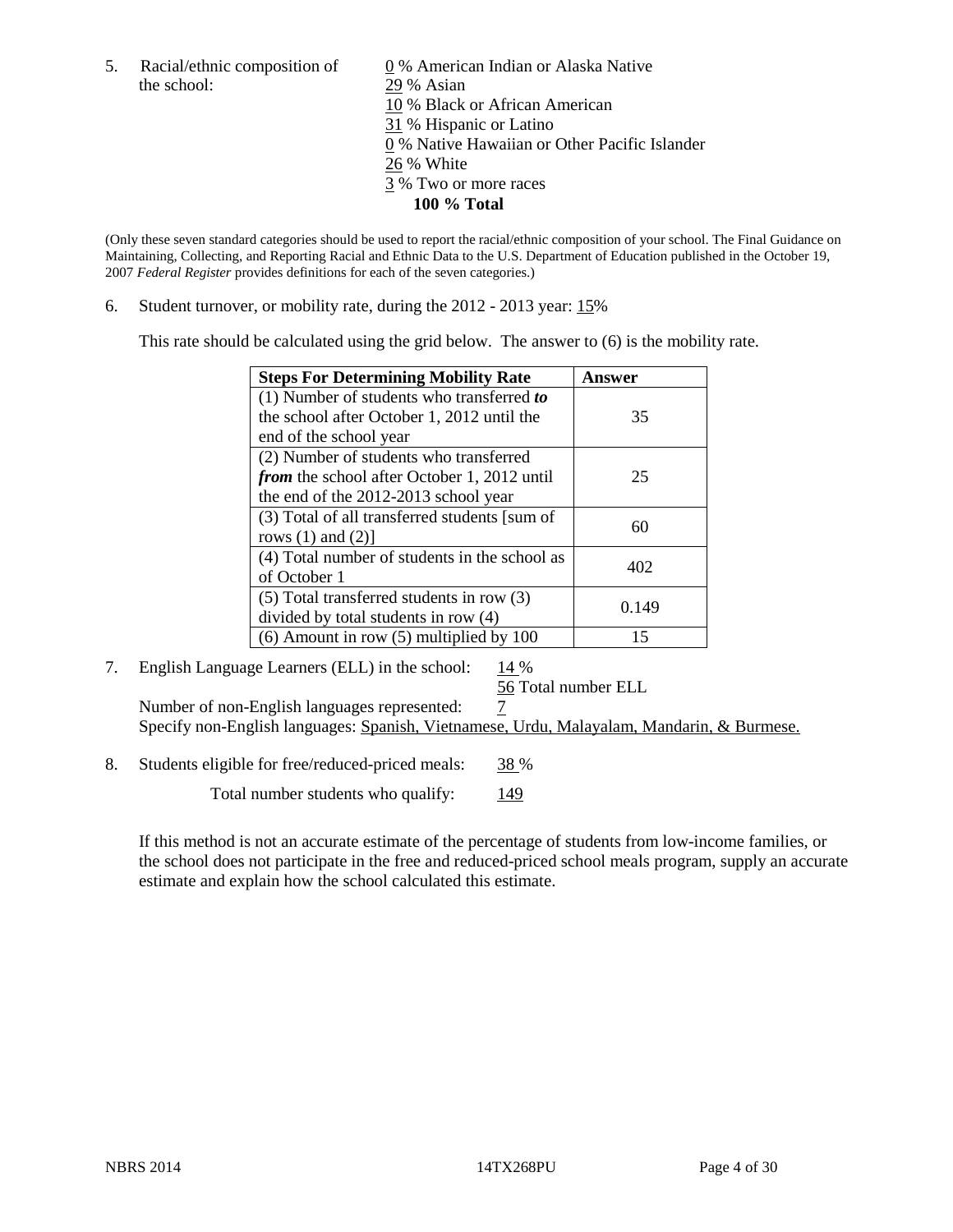5. Racial/ethnic composition of the school:

0 % American Indian or Alaska Native
29 % Asian
10 % Black or African American
31 % Hispanic or Latino
0 % Native Hawaiian or Other Pacific Islander
26 % White
3 % Two or more races
**100 % Total**

(Only these seven standard categories should be used to report the racial/ethnic composition of your school. The Final Guidance on Maintaining, Collecting, and Reporting Racial and Ethnic Data to the U.S. Department of Education published in the October 19, 2007 *Federal Register* provides definitions for each of the seven categories.)

6. Student turnover, or mobility rate, during the 2012 - 2013 year: 15%

This rate should be calculated using the grid below. The answer to (6) is the mobility rate.

| **Steps For Determining Mobility Rate** | **Answer** |
|---|---|
| (1) Number of students who transferred ***to*** the school after October 1, 2012 until the end of the school year | 35 |
| (2) Number of students who transferred ***from*** the school after October 1, 2012 until the end of the 2012-2013 school year | 25 |
| (3) Total of all transferred students [sum of rows (1) and (2)] | 60 |
| (4) Total number of students in the school as of October 1 | 402 |
| (5) Total transferred students in row (3) divided by total students in row (4) | 0.149 |
| (6) Amount in row (5) multiplied by 100 | 15 |

7. English Language Learners (ELL) in the school: 14 %

56 Total number ELL

Number of non-English languages represented: 7

Specify non-English languages: Spanish, Vietnamese, Urdu, Malayalam, Mandarin, & Burmese.

8. Students eligible for free/reduced-priced meals: 38 %

Total number students who qualify: 149

If this method is not an accurate estimate of the percentage of students from low-income families, or the school does not participate in the free and reduced-priced school meals program, supply an accurate estimate and explain how the school calculated this estimate.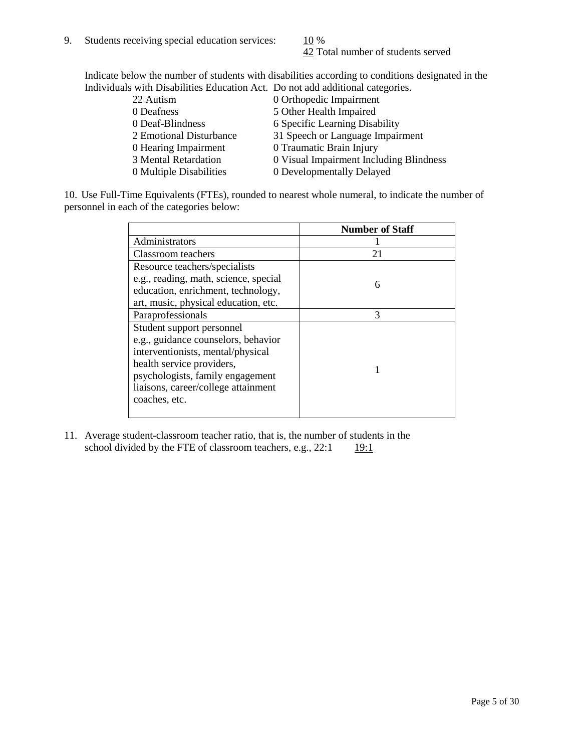9. Students receiving special education services: 10 %
   42 Total number of students served

   Indicate below the number of students with disabilities according to conditions designated in the Individuals with Disabilities Education Act. Do not add additional categories.

| | |
|---|---|
| 22 Autism | 0 Orthopedic Impairment |
| 0 Deafness | 5 Other Health Impaired |
| 0 Deaf-Blindness | 6 Specific Learning Disability |
| 2 Emotional Disturbance | 31 Speech or Language Impairment |
| 0 Hearing Impairment | 0 Traumatic Brain Injury |
| 3 Mental Retardation | 0 Visual Impairment Including Blindness |
| 0 Multiple Disabilities | 0 Developmentally Delayed |

10. Use Full-Time Equivalents (FTEs), rounded to nearest whole numeral, to indicate the number of personnel in each of the categories below:

| | Number of Staff |
|---|---|
| Administrators | 1 |
| Classroom teachers | 21 |
| Resource teachers/specialists e.g., reading, math, science, special education, enrichment, technology, art, music, physical education, etc. | 6 |
| Paraprofessionals | 3 |
| Student support personnel e.g., guidance counselors, behavior interventionists, mental/physical health service providers, psychologists, family engagement liaisons, career/college attainment coaches, etc. | 1 |

11. Average student-classroom teacher ratio, that is, the number of students in the school divided by the FTE of classroom teachers, e.g., 22:1 19:1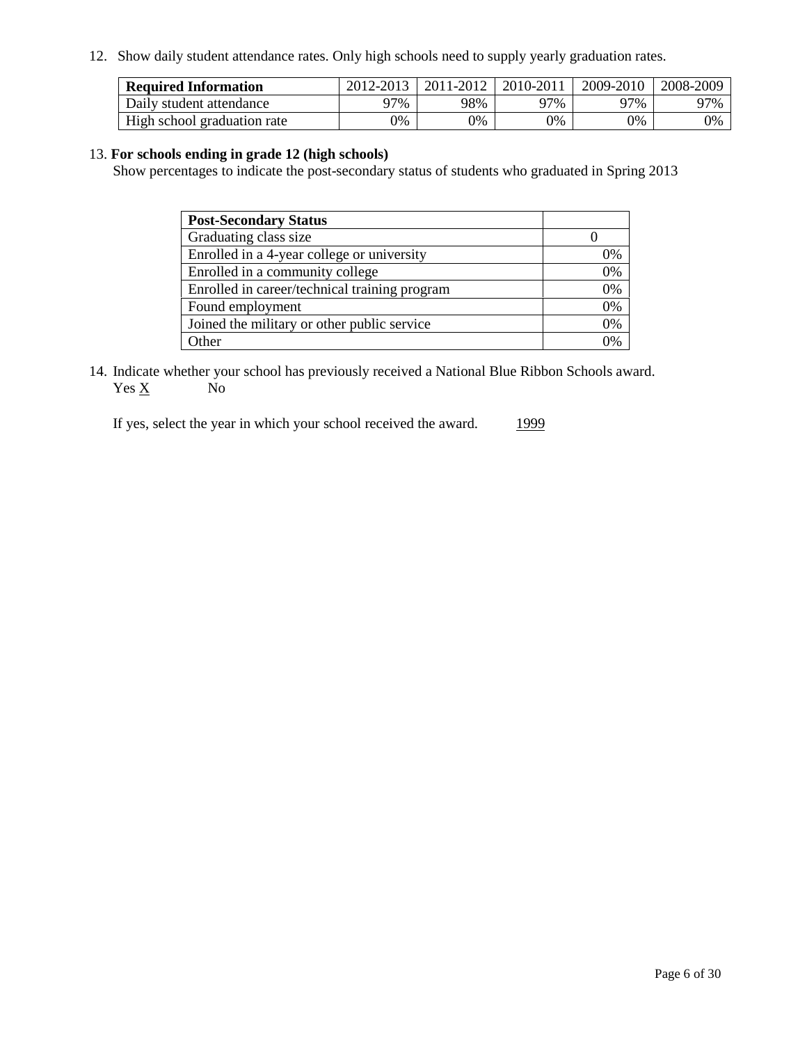12. Show daily student attendance rates. Only high schools need to supply yearly graduation rates.

| **Required Information** | 2012-2013 | 2011-2012 | 2010-2011 | 2009-2010 | 2008-2009 |
|---|---|---|---|---|---|
| Daily student attendance | 97% | 98% | 97% | 97% | 97% |
| High school graduation rate | 0% | 0% | 0% | 0% | 0% |

13. **For schools ending in grade 12 (high schools)**

Show percentages to indicate the post-secondary status of students who graduated in Spring 2013

| **Post-Secondary Status** | |
|---|---|
| Graduating class size | 0 |
| Enrolled in a 4-year college or university | 0% |
| Enrolled in a community college | 0% |
| Enrolled in career/technical training program | 0% |
| Found employment | 0% |
| Joined the military or other public service | 0% |
| Other | 0% |

14. Indicate whether your school has previously received a National Blue Ribbon Schools award.
Yes X No

If yes, select the year in which your school received the award. 1999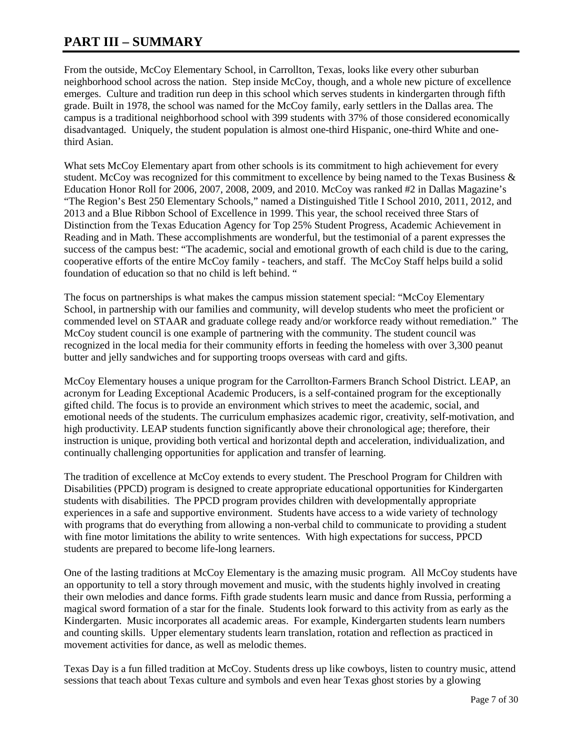# PART III – SUMMARY

From the outside, McCoy Elementary School, in Carrollton, Texas, looks like every other suburban neighborhood school across the nation. Step inside McCoy, though, and a whole new picture of excellence emerges. Culture and tradition run deep in this school which serves students in kindergarten through fifth grade. Built in 1978, the school was named for the McCoy family, early settlers in the Dallas area. The campus is a traditional neighborhood school with 399 students with 37% of those considered economically disadvantaged. Uniquely, the student population is almost one-third Hispanic, one-third White and one-third Asian.

What sets McCoy Elementary apart from other schools is its commitment to high achievement for every student. McCoy was recognized for this commitment to excellence by being named to the Texas Business & Education Honor Roll for 2006, 2007, 2008, 2009, and 2010. McCoy was ranked #2 in Dallas Magazine's "The Region's Best 250 Elementary Schools," named a Distinguished Title I School 2010, 2011, 2012, and 2013 and a Blue Ribbon School of Excellence in 1999. This year, the school received three Stars of Distinction from the Texas Education Agency for Top 25% Student Progress, Academic Achievement in Reading and in Math. These accomplishments are wonderful, but the testimonial of a parent expresses the success of the campus best: "The academic, social and emotional growth of each child is due to the caring, cooperative efforts of the entire McCoy family - teachers, and staff. The McCoy Staff helps build a solid foundation of education so that no child is left behind. "

The focus on partnerships is what makes the campus mission statement special: "McCoy Elementary School, in partnership with our families and community, will develop students who meet the proficient or commended level on STAAR and graduate college ready and/or workforce ready without remediation." The McCoy student council is one example of partnering with the community. The student council was recognized in the local media for their community efforts in feeding the homeless with over 3,300 peanut butter and jelly sandwiches and for supporting troops overseas with card and gifts.

McCoy Elementary houses a unique program for the Carrollton-Farmers Branch School District. LEAP, an acronym for Leading Exceptional Academic Producers, is a self-contained program for the exceptionally gifted child. The focus is to provide an environment which strives to meet the academic, social, and emotional needs of the students. The curriculum emphasizes academic rigor, creativity, self-motivation, and high productivity. LEAP students function significantly above their chronological age; therefore, their instruction is unique, providing both vertical and horizontal depth and acceleration, individualization, and continually challenging opportunities for application and transfer of learning.

The tradition of excellence at McCoy extends to every student. The Preschool Program for Children with Disabilities (PPCD) program is designed to create appropriate educational opportunities for Kindergarten students with disabilities. The PPCD program provides children with developmentally appropriate experiences in a safe and supportive environment. Students have access to a wide variety of technology with programs that do everything from allowing a non-verbal child to communicate to providing a student with fine motor limitations the ability to write sentences. With high expectations for success, PPCD students are prepared to become life-long learners.

One of the lasting traditions at McCoy Elementary is the amazing music program. All McCoy students have an opportunity to tell a story through movement and music, with the students highly involved in creating their own melodies and dance forms. Fifth grade students learn music and dance from Russia, performing a magical sword formation of a star for the finale. Students look forward to this activity from as early as the Kindergarten. Music incorporates all academic areas. For example, Kindergarten students learn numbers and counting skills. Upper elementary students learn translation, rotation and reflection as practiced in movement activities for dance, as well as melodic themes.

Texas Day is a fun filled tradition at McCoy. Students dress up like cowboys, listen to country music, attend sessions that teach about Texas culture and symbols and even hear Texas ghost stories by a glowing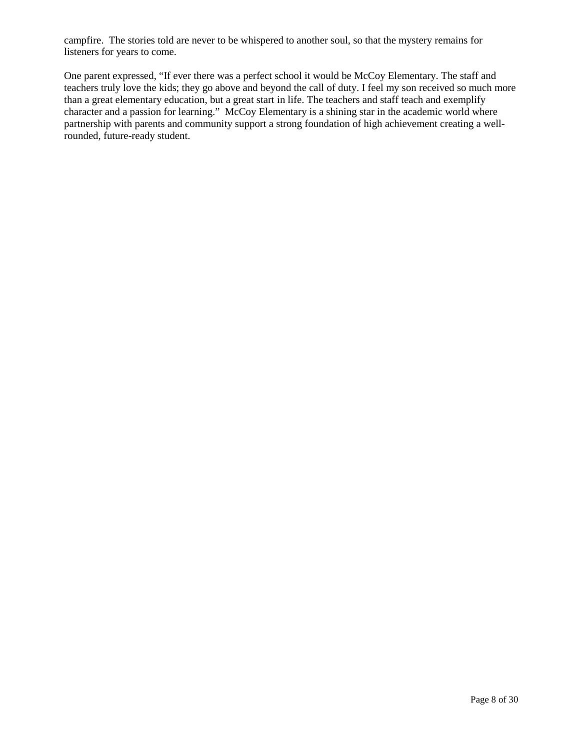campfire. The stories told are never to be whispered to another soul, so that the mystery remains for listeners for years to come.

One parent expressed, "If ever there was a perfect school it would be McCoy Elementary. The staff and teachers truly love the kids; they go above and beyond the call of duty. I feel my son received so much more than a great elementary education, but a great start in life. The teachers and staff teach and exemplify character and a passion for learning." McCoy Elementary is a shining star in the academic world where partnership with parents and community support a strong foundation of high achievement creating a well-rounded, future-ready student.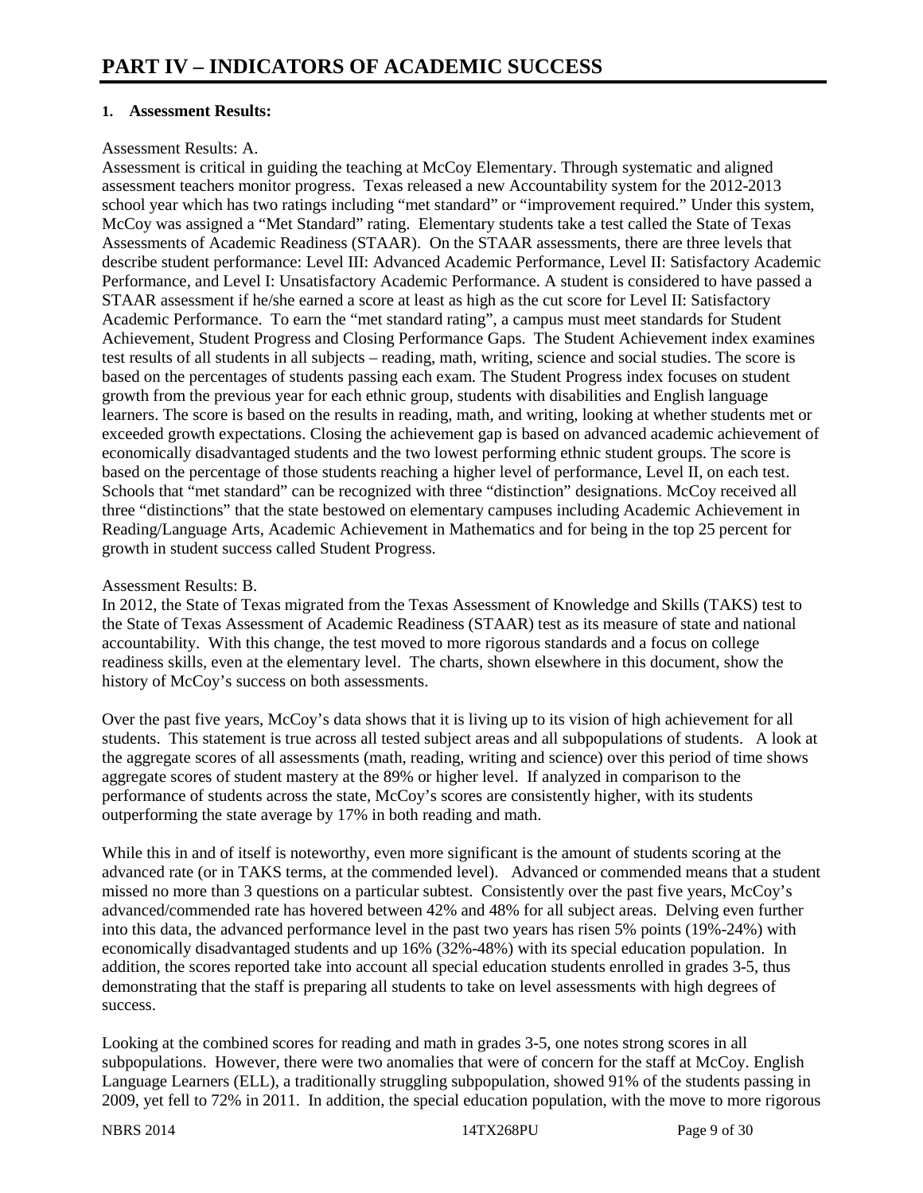# PART IV – INDICATORS OF ACADEMIC SUCCESS

**1. Assessment Results:**

Assessment Results: A.

Assessment is critical in guiding the teaching at McCoy Elementary. Through systematic and aligned assessment teachers monitor progress. Texas released a new Accountability system for the 2012-2013 school year which has two ratings including "met standard" or "improvement required." Under this system, McCoy was assigned a "Met Standard" rating. Elementary students take a test called the State of Texas Assessments of Academic Readiness (STAAR). On the STAAR assessments, there are three levels that describe student performance: Level III: Advanced Academic Performance, Level II: Satisfactory Academic Performance, and Level I: Unsatisfactory Academic Performance. A student is considered to have passed a STAAR assessment if he/she earned a score at least as high as the cut score for Level II: Satisfactory Academic Performance. To earn the "met standard rating", a campus must meet standards for Student Achievement, Student Progress and Closing Performance Gaps. The Student Achievement index examines test results of all students in all subjects – reading, math, writing, science and social studies. The score is based on the percentages of students passing each exam. The Student Progress index focuses on student growth from the previous year for each ethnic group, students with disabilities and English language learners. The score is based on the results in reading, math, and writing, looking at whether students met or exceeded growth expectations. Closing the achievement gap is based on advanced academic achievement of economically disadvantaged students and the two lowest performing ethnic student groups. The score is based on the percentage of those students reaching a higher level of performance, Level II, on each test. Schools that "met standard" can be recognized with three "distinction" designations. McCoy received all three "distinctions" that the state bestowed on elementary campuses including Academic Achievement in Reading/Language Arts, Academic Achievement in Mathematics and for being in the top 25 percent for growth in student success called Student Progress.

Assessment Results: B.

In 2012, the State of Texas migrated from the Texas Assessment of Knowledge and Skills (TAKS) test to the State of Texas Assessment of Academic Readiness (STAAR) test as its measure of state and national accountability. With this change, the test moved to more rigorous standards and a focus on college readiness skills, even at the elementary level. The charts, shown elsewhere in this document, show the history of McCoy's success on both assessments.

Over the past five years, McCoy's data shows that it is living up to its vision of high achievement for all students. This statement is true across all tested subject areas and all subpopulations of students. A look at the aggregate scores of all assessments (math, reading, writing and science) over this period of time shows aggregate scores of student mastery at the 89% or higher level. If analyzed in comparison to the performance of students across the state, McCoy's scores are consistently higher, with its students outperforming the state average by 17% in both reading and math.

While this in and of itself is noteworthy, even more significant is the amount of students scoring at the advanced rate (or in TAKS terms, at the commended level). Advanced or commended means that a student missed no more than 3 questions on a particular subtest. Consistently over the past five years, McCoy's advanced/commended rate has hovered between 42% and 48% for all subject areas. Delving even further into this data, the advanced performance level in the past two years has risen 5% points (19%-24%) with economically disadvantaged students and up 16% (32%-48%) with its special education population. In addition, the scores reported take into account all special education students enrolled in grades 3-5, thus demonstrating that the staff is preparing all students to take on level assessments with high degrees of success.

Looking at the combined scores for reading and math in grades 3-5, one notes strong scores in all subpopulations. However, there were two anomalies that were of concern for the staff at McCoy. English Language Learners (ELL), a traditionally struggling subpopulation, showed 91% of the students passing in 2009, yet fell to 72% in 2011. In addition, the special education population, with the move to more rigorous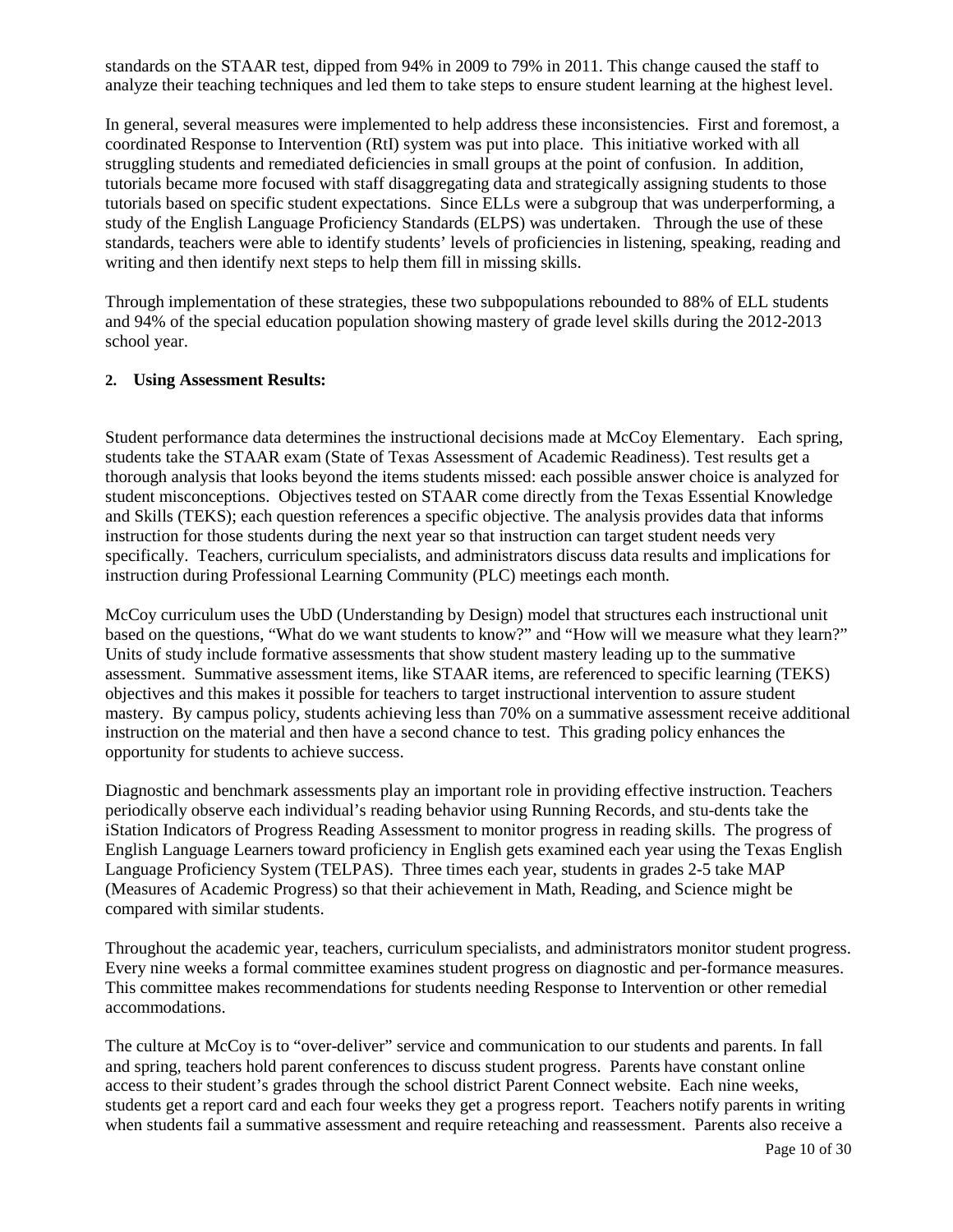standards on the STAAR test, dipped from 94% in 2009 to 79% in 2011. This change caused the staff to analyze their teaching techniques and led them to take steps to ensure student learning at the highest level.

In general, several measures were implemented to help address these inconsistencies. First and foremost, a coordinated Response to Intervention (RtI) system was put into place. This initiative worked with all struggling students and remediated deficiencies in small groups at the point of confusion. In addition, tutorials became more focused with staff disaggregating data and strategically assigning students to those tutorials based on specific student expectations. Since ELLs were a subgroup that was underperforming, a study of the English Language Proficiency Standards (ELPS) was undertaken. Through the use of these standards, teachers were able to identify students' levels of proficiencies in listening, speaking, reading and writing and then identify next steps to help them fill in missing skills.

Through implementation of these strategies, these two subpopulations rebounded to 88% of ELL students and 94% of the special education population showing mastery of grade level skills during the 2012-2013 school year.

**2. Using Assessment Results:**

Student performance data determines the instructional decisions made at McCoy Elementary. Each spring, students take the STAAR exam (State of Texas Assessment of Academic Readiness). Test results get a thorough analysis that looks beyond the items students missed: each possible answer choice is analyzed for student misconceptions. Objectives tested on STAAR come directly from the Texas Essential Knowledge and Skills (TEKS); each question references a specific objective. The analysis provides data that informs instruction for those students during the next year so that instruction can target student needs very specifically. Teachers, curriculum specialists, and administrators discuss data results and implications for instruction during Professional Learning Community (PLC) meetings each month.

McCoy curriculum uses the UbD (Understanding by Design) model that structures each instructional unit based on the questions, "What do we want students to know?" and "How will we measure what they learn?" Units of study include formative assessments that show student mastery leading up to the summative assessment. Summative assessment items, like STAAR items, are referenced to specific learning (TEKS) objectives and this makes it possible for teachers to target instructional intervention to assure student mastery. By campus policy, students achieving less than 70% on a summative assessment receive additional instruction on the material and then have a second chance to test. This grading policy enhances the opportunity for students to achieve success.

Diagnostic and benchmark assessments play an important role in providing effective instruction. Teachers periodically observe each individual's reading behavior using Running Records, and stu-dents take the iStation Indicators of Progress Reading Assessment to monitor progress in reading skills. The progress of English Language Learners toward proficiency in English gets examined each year using the Texas English Language Proficiency System (TELPAS). Three times each year, students in grades 2-5 take MAP (Measures of Academic Progress) so that their achievement in Math, Reading, and Science might be compared with similar students.

Throughout the academic year, teachers, curriculum specialists, and administrators monitor student progress. Every nine weeks a formal committee examines student progress on diagnostic and per-formance measures. This committee makes recommendations for students needing Response to Intervention or other remedial accommodations.

The culture at McCoy is to "over-deliver" service and communication to our students and parents. In fall and spring, teachers hold parent conferences to discuss student progress. Parents have constant online access to their student's grades through the school district Parent Connect website. Each nine weeks, students get a report card and each four weeks they get a progress report. Teachers notify parents in writing when students fail a summative assessment and require reteaching and reassessment. Parents also receive a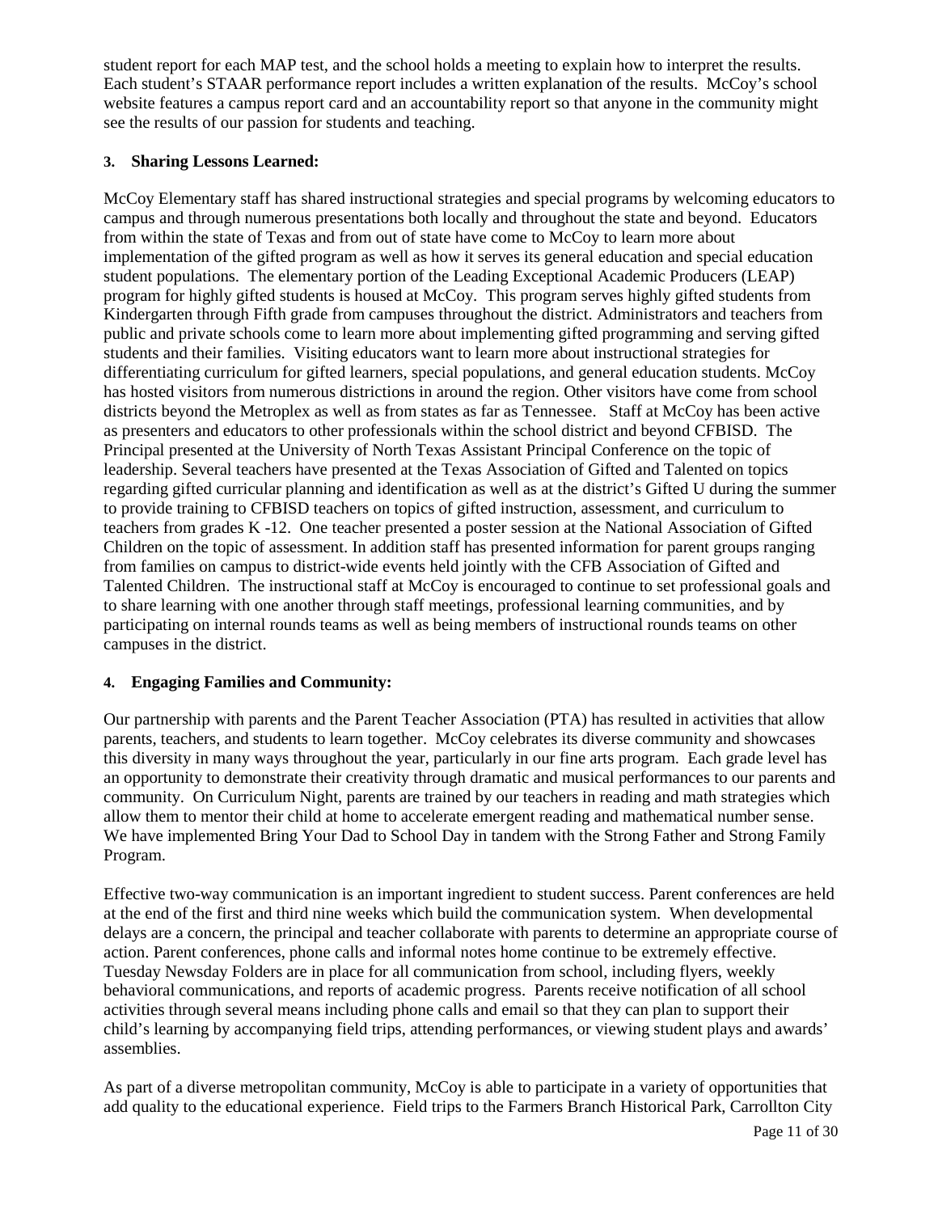student report for each MAP test, and the school holds a meeting to explain how to interpret the results. Each student's STAAR performance report includes a written explanation of the results. McCoy's school website features a campus report card and an accountability report so that anyone in the community might see the results of our passion for students and teaching.

**3. Sharing Lessons Learned:**

McCoy Elementary staff has shared instructional strategies and special programs by welcoming educators to campus and through numerous presentations both locally and throughout the state and beyond. Educators from within the state of Texas and from out of state have come to McCoy to learn more about implementation of the gifted program as well as how it serves its general education and special education student populations. The elementary portion of the Leading Exceptional Academic Producers (LEAP) program for highly gifted students is housed at McCoy. This program serves highly gifted students from Kindergarten through Fifth grade from campuses throughout the district. Administrators and teachers from public and private schools come to learn more about implementing gifted programming and serving gifted students and their families. Visiting educators want to learn more about instructional strategies for differentiating curriculum for gifted learners, special populations, and general education students. McCoy has hosted visitors from numerous districtions in around the region. Other visitors have come from school districts beyond the Metroplex as well as from states as far as Tennessee. Staff at McCoy has been active as presenters and educators to other professionals within the school district and beyond CFBISD. The Principal presented at the University of North Texas Assistant Principal Conference on the topic of leadership. Several teachers have presented at the Texas Association of Gifted and Talented on topics regarding gifted curricular planning and identification as well as at the district's Gifted U during the summer to provide training to CFBISD teachers on topics of gifted instruction, assessment, and curriculum to teachers from grades K -12. One teacher presented a poster session at the National Association of Gifted Children on the topic of assessment. In addition staff has presented information for parent groups ranging from families on campus to district-wide events held jointly with the CFB Association of Gifted and Talented Children. The instructional staff at McCoy is encouraged to continue to set professional goals and to share learning with one another through staff meetings, professional learning communities, and by participating on internal rounds teams as well as being members of instructional rounds teams on other campuses in the district.

**4. Engaging Families and Community:**

Our partnership with parents and the Parent Teacher Association (PTA) has resulted in activities that allow parents, teachers, and students to learn together. McCoy celebrates its diverse community and showcases this diversity in many ways throughout the year, particularly in our fine arts program. Each grade level has an opportunity to demonstrate their creativity through dramatic and musical performances to our parents and community. On Curriculum Night, parents are trained by our teachers in reading and math strategies which allow them to mentor their child at home to accelerate emergent reading and mathematical number sense. We have implemented Bring Your Dad to School Day in tandem with the Strong Father and Strong Family Program.

Effective two-way communication is an important ingredient to student success. Parent conferences are held at the end of the first and third nine weeks which build the communication system. When developmental delays are a concern, the principal and teacher collaborate with parents to determine an appropriate course of action. Parent conferences, phone calls and informal notes home continue to be extremely effective. Tuesday Newsday Folders are in place for all communication from school, including flyers, weekly behavioral communications, and reports of academic progress. Parents receive notification of all school activities through several means including phone calls and email so that they can plan to support their child's learning by accompanying field trips, attending performances, or viewing student plays and awards' assemblies.

As part of a diverse metropolitan community, McCoy is able to participate in a variety of opportunities that add quality to the educational experience. Field trips to the Farmers Branch Historical Park, Carrollton City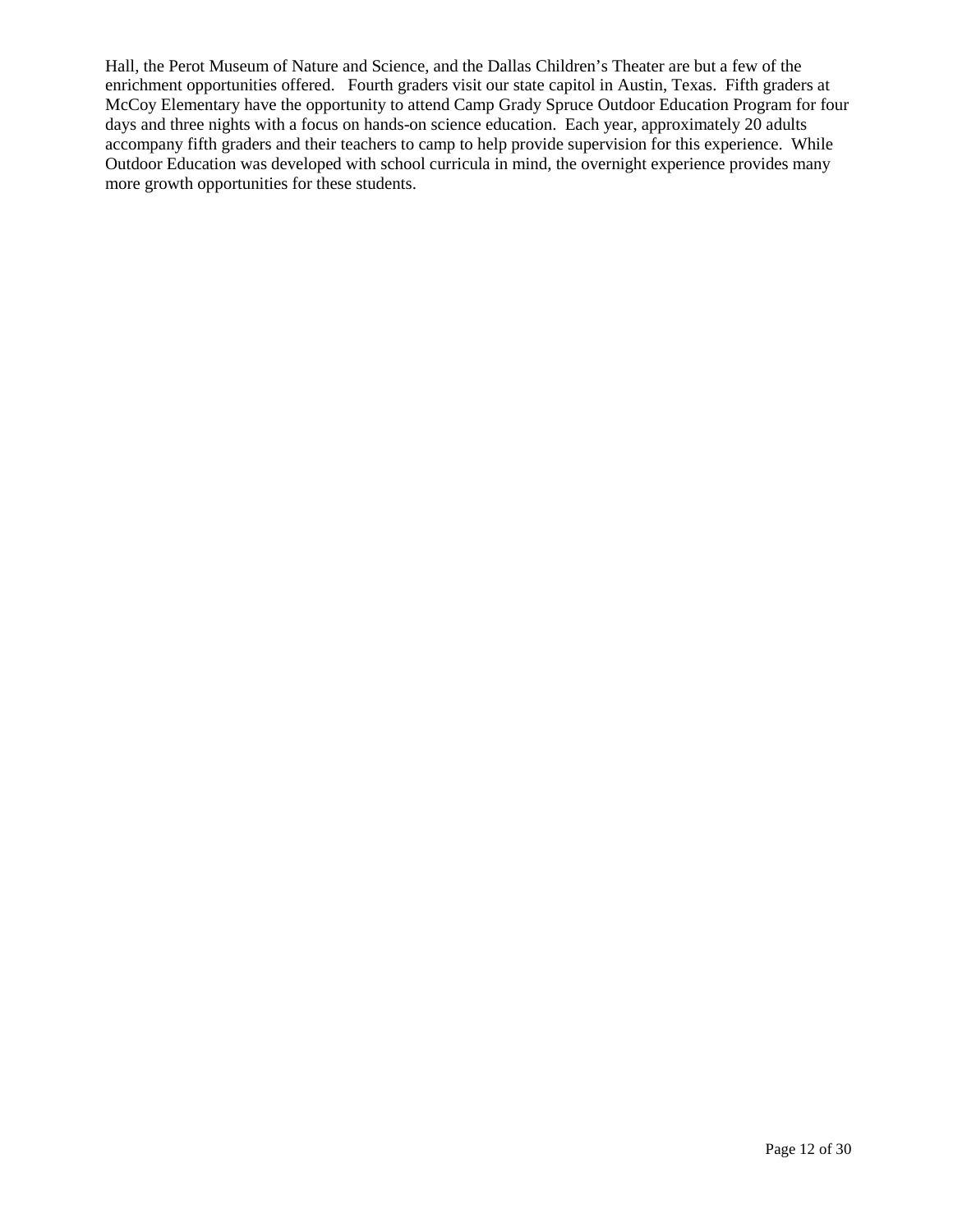Hall, the Perot Museum of Nature and Science, and the Dallas Children's Theater are but a few of the enrichment opportunities offered.  Fourth graders visit our state capitol in Austin, Texas.  Fifth graders at McCoy Elementary have the opportunity to attend Camp Grady Spruce Outdoor Education Program for four days and three nights with a focus on hands-on science education.  Each year, approximately 20 adults accompany fifth graders and their teachers to camp to help provide supervision for this experience.  While Outdoor Education was developed with school curricula in mind, the overnight experience provides many more growth opportunities for these students.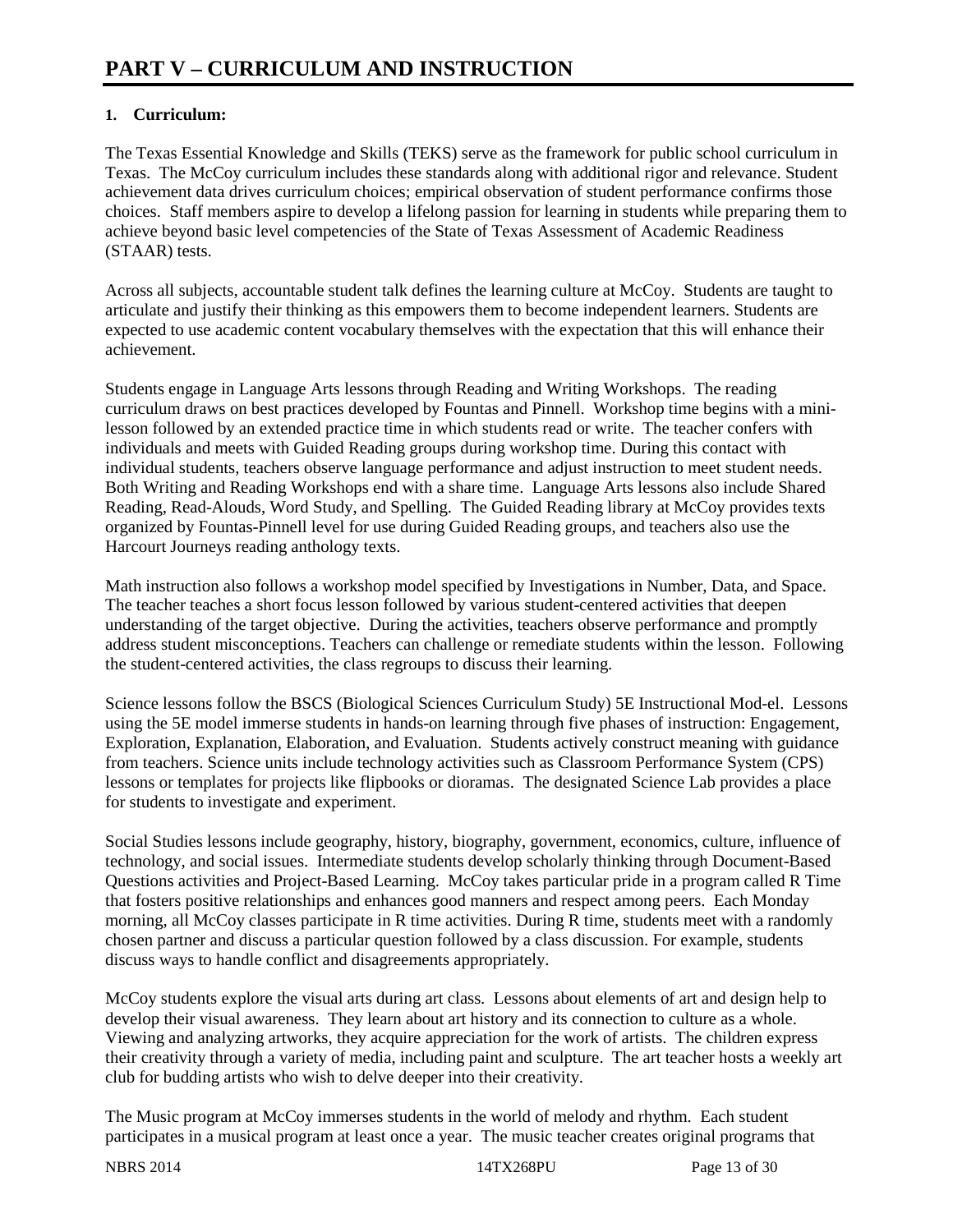# PART V – CURRICULUM AND INSTRUCTION

**1. Curriculum:**

The Texas Essential Knowledge and Skills (TEKS) serve as the framework for public school curriculum in Texas. The McCoy curriculum includes these standards along with additional rigor and relevance. Student achievement data drives curriculum choices; empirical observation of student performance confirms those choices. Staff members aspire to develop a lifelong passion for learning in students while preparing them to achieve beyond basic level competencies of the State of Texas Assessment of Academic Readiness (STAAR) tests.

Across all subjects, accountable student talk defines the learning culture at McCoy. Students are taught to articulate and justify their thinking as this empowers them to become independent learners. Students are expected to use academic content vocabulary themselves with the expectation that this will enhance their achievement.

Students engage in Language Arts lessons through Reading and Writing Workshops. The reading curriculum draws on best practices developed by Fountas and Pinnell. Workshop time begins with a mini-lesson followed by an extended practice time in which students read or write. The teacher confers with individuals and meets with Guided Reading groups during workshop time. During this contact with individual students, teachers observe language performance and adjust instruction to meet student needs. Both Writing and Reading Workshops end with a share time. Language Arts lessons also include Shared Reading, Read-Alouds, Word Study, and Spelling. The Guided Reading library at McCoy provides texts organized by Fountas-Pinnell level for use during Guided Reading groups, and teachers also use the Harcourt Journeys reading anthology texts.

Math instruction also follows a workshop model specified by Investigations in Number, Data, and Space. The teacher teaches a short focus lesson followed by various student-centered activities that deepen understanding of the target objective. During the activities, teachers observe performance and promptly address student misconceptions. Teachers can challenge or remediate students within the lesson. Following the student-centered activities, the class regroups to discuss their learning.

Science lessons follow the BSCS (Biological Sciences Curriculum Study) 5E Instructional Mod-el. Lessons using the 5E model immerse students in hands-on learning through five phases of instruction: Engagement, Exploration, Explanation, Elaboration, and Evaluation. Students actively construct meaning with guidance from teachers. Science units include technology activities such as Classroom Performance System (CPS) lessons or templates for projects like flipbooks or dioramas. The designated Science Lab provides a place for students to investigate and experiment.

Social Studies lessons include geography, history, biography, government, economics, culture, influence of technology, and social issues. Intermediate students develop scholarly thinking through Document-Based Questions activities and Project-Based Learning. McCoy takes particular pride in a program called R Time that fosters positive relationships and enhances good manners and respect among peers. Each Monday morning, all McCoy classes participate in R time activities. During R time, students meet with a randomly chosen partner and discuss a particular question followed by a class discussion. For example, students discuss ways to handle conflict and disagreements appropriately.

McCoy students explore the visual arts during art class. Lessons about elements of art and design help to develop their visual awareness. They learn about art history and its connection to culture as a whole. Viewing and analyzing artworks, they acquire appreciation for the work of artists. The children express their creativity through a variety of media, including paint and sculpture. The art teacher hosts a weekly art club for budding artists who wish to delve deeper into their creativity.

The Music program at McCoy immerses students in the world of melody and rhythm. Each student participates in a musical program at least once a year. The music teacher creates original programs that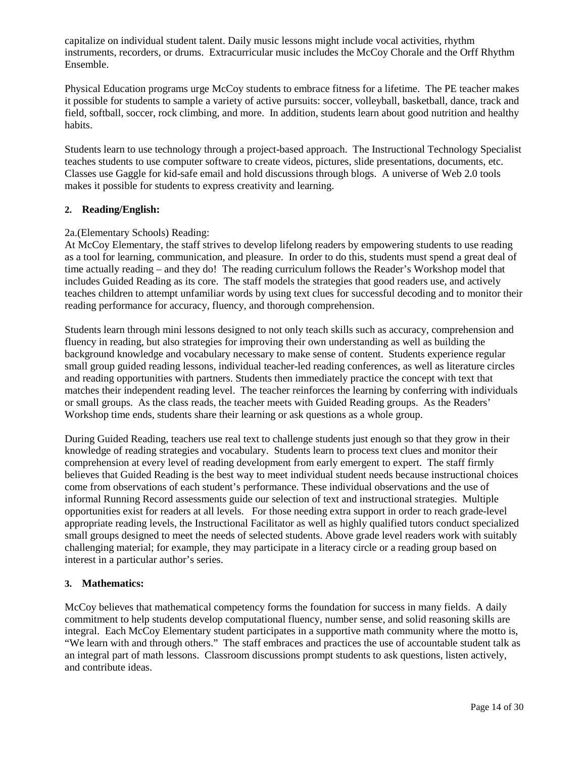capitalize on individual student talent. Daily music lessons might include vocal activities, rhythm instruments, recorders, or drums. Extracurricular music includes the McCoy Chorale and the Orff Rhythm Ensemble.

Physical Education programs urge McCoy students to embrace fitness for a lifetime. The PE teacher makes it possible for students to sample a variety of active pursuits: soccer, volleyball, basketball, dance, track and field, softball, soccer, rock climbing, and more. In addition, students learn about good nutrition and healthy habits.

Students learn to use technology through a project-based approach. The Instructional Technology Specialist teaches students to use computer software to create videos, pictures, slide presentations, documents, etc. Classes use Gaggle for kid-safe email and hold discussions through blogs. A universe of Web 2.0 tools makes it possible for students to express creativity and learning.

## 2. Reading/English:

2a.(Elementary Schools) Reading:

At McCoy Elementary, the staff strives to develop lifelong readers by empowering students to use reading as a tool for learning, communication, and pleasure. In order to do this, students must spend a great deal of time actually reading – and they do! The reading curriculum follows the Reader's Workshop model that includes Guided Reading as its core. The staff models the strategies that good readers use, and actively teaches children to attempt unfamiliar words by using text clues for successful decoding and to monitor their reading performance for accuracy, fluency, and thorough comprehension.

Students learn through mini lessons designed to not only teach skills such as accuracy, comprehension and fluency in reading, but also strategies for improving their own understanding as well as building the background knowledge and vocabulary necessary to make sense of content. Students experience regular small group guided reading lessons, individual teacher-led reading conferences, as well as literature circles and reading opportunities with partners. Students then immediately practice the concept with text that matches their independent reading level. The teacher reinforces the learning by conferring with individuals or small groups. As the class reads, the teacher meets with Guided Reading groups. As the Readers' Workshop time ends, students share their learning or ask questions as a whole group.

During Guided Reading, teachers use real text to challenge students just enough so that they grow in their knowledge of reading strategies and vocabulary. Students learn to process text clues and monitor their comprehension at every level of reading development from early emergent to expert. The staff firmly believes that Guided Reading is the best way to meet individual student needs because instructional choices come from observations of each student's performance. These individual observations and the use of informal Running Record assessments guide our selection of text and instructional strategies. Multiple opportunities exist for readers at all levels. For those needing extra support in order to reach grade-level appropriate reading levels, the Instructional Facilitator as well as highly qualified tutors conduct specialized small groups designed to meet the needs of selected students. Above grade level readers work with suitably challenging material; for example, they may participate in a literacy circle or a reading group based on interest in a particular author's series.

## 3. Mathematics:

McCoy believes that mathematical competency forms the foundation for success in many fields. A daily commitment to help students develop computational fluency, number sense, and solid reasoning skills are integral. Each McCoy Elementary student participates in a supportive math community where the motto is, "We learn with and through others." The staff embraces and practices the use of accountable student talk as an integral part of math lessons. Classroom discussions prompt students to ask questions, listen actively, and contribute ideas.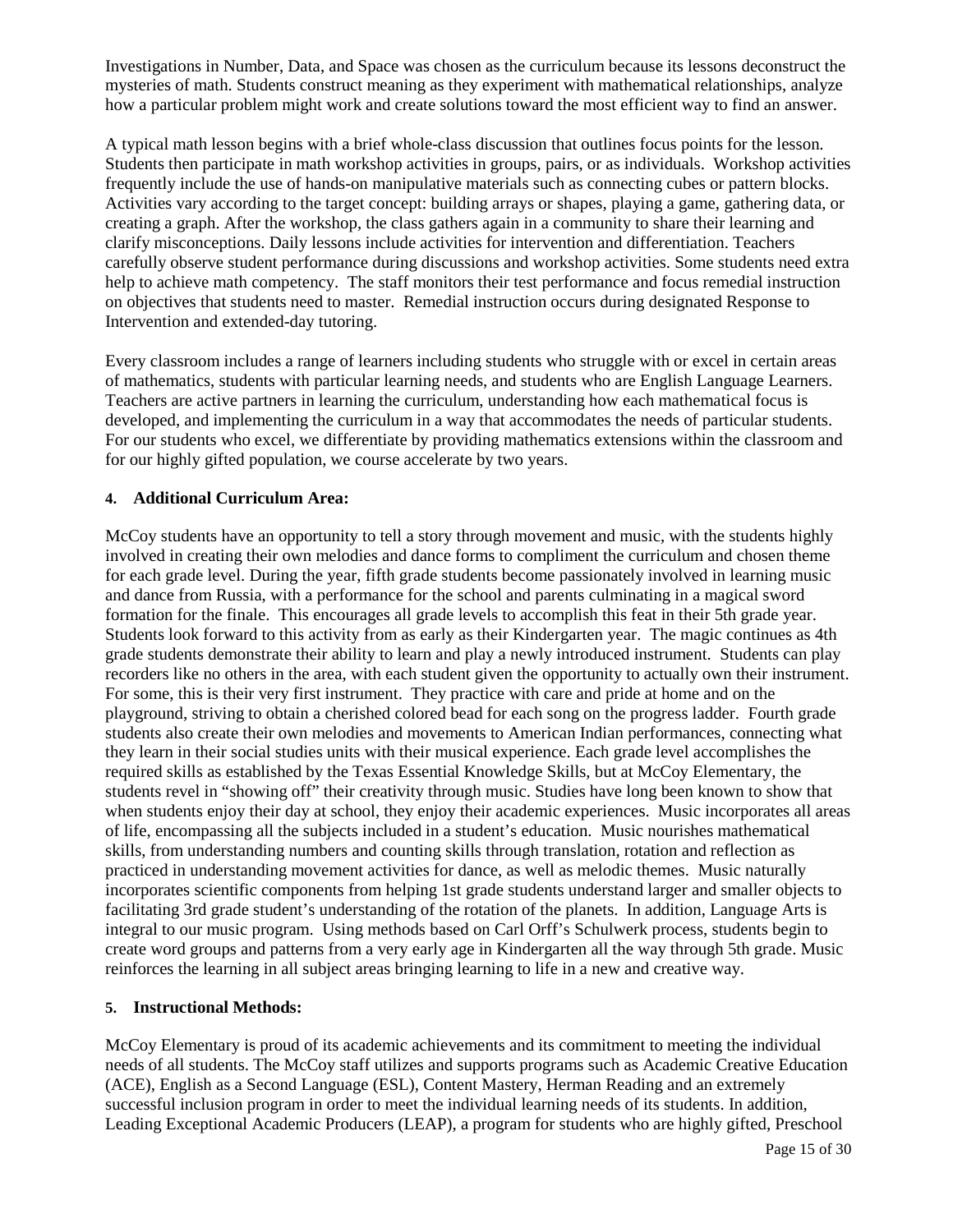Investigations in Number, Data, and Space was chosen as the curriculum because its lessons deconstruct the mysteries of math. Students construct meaning as they experiment with mathematical relationships, analyze how a particular problem might work and create solutions toward the most efficient way to find an answer.

A typical math lesson begins with a brief whole-class discussion that outlines focus points for the lesson. Students then participate in math workshop activities in groups, pairs, or as individuals. Workshop activities frequently include the use of hands-on manipulative materials such as connecting cubes or pattern blocks. Activities vary according to the target concept: building arrays or shapes, playing a game, gathering data, or creating a graph. After the workshop, the class gathers again in a community to share their learning and clarify misconceptions. Daily lessons include activities for intervention and differentiation. Teachers carefully observe student performance during discussions and workshop activities. Some students need extra help to achieve math competency. The staff monitors their test performance and focus remedial instruction on objectives that students need to master. Remedial instruction occurs during designated Response to Intervention and extended-day tutoring.

Every classroom includes a range of learners including students who struggle with or excel in certain areas of mathematics, students with particular learning needs, and students who are English Language Learners. Teachers are active partners in learning the curriculum, understanding how each mathematical focus is developed, and implementing the curriculum in a way that accommodates the needs of particular students. For our students who excel, we differentiate by providing mathematics extensions within the classroom and for our highly gifted population, we course accelerate by two years.

**4. Additional Curriculum Area:**

McCoy students have an opportunity to tell a story through movement and music, with the students highly involved in creating their own melodies and dance forms to compliment the curriculum and chosen theme for each grade level. During the year, fifth grade students become passionately involved in learning music and dance from Russia, with a performance for the school and parents culminating in a magical sword formation for the finale. This encourages all grade levels to accomplish this feat in their 5th grade year. Students look forward to this activity from as early as their Kindergarten year. The magic continues as 4th grade students demonstrate their ability to learn and play a newly introduced instrument. Students can play recorders like no others in the area, with each student given the opportunity to actually own their instrument. For some, this is their very first instrument. They practice with care and pride at home and on the playground, striving to obtain a cherished colored bead for each song on the progress ladder. Fourth grade students also create their own melodies and movements to American Indian performances, connecting what they learn in their social studies units with their musical experience. Each grade level accomplishes the required skills as established by the Texas Essential Knowledge Skills, but at McCoy Elementary, the students revel in "showing off" their creativity through music. Studies have long been known to show that when students enjoy their day at school, they enjoy their academic experiences. Music incorporates all areas of life, encompassing all the subjects included in a student's education. Music nourishes mathematical skills, from understanding numbers and counting skills through translation, rotation and reflection as practiced in understanding movement activities for dance, as well as melodic themes. Music naturally incorporates scientific components from helping 1st grade students understand larger and smaller objects to facilitating 3rd grade student's understanding of the rotation of the planets. In addition, Language Arts is integral to our music program. Using methods based on Carl Orff's Schulwerk process, students begin to create word groups and patterns from a very early age in Kindergarten all the way through 5th grade. Music reinforces the learning in all subject areas bringing learning to life in a new and creative way.

**5. Instructional Methods:**

McCoy Elementary is proud of its academic achievements and its commitment to meeting the individual needs of all students. The McCoy staff utilizes and supports programs such as Academic Creative Education (ACE), English as a Second Language (ESL), Content Mastery, Herman Reading and an extremely successful inclusion program in order to meet the individual learning needs of its students. In addition, Leading Exceptional Academic Producers (LEAP), a program for students who are highly gifted, Preschool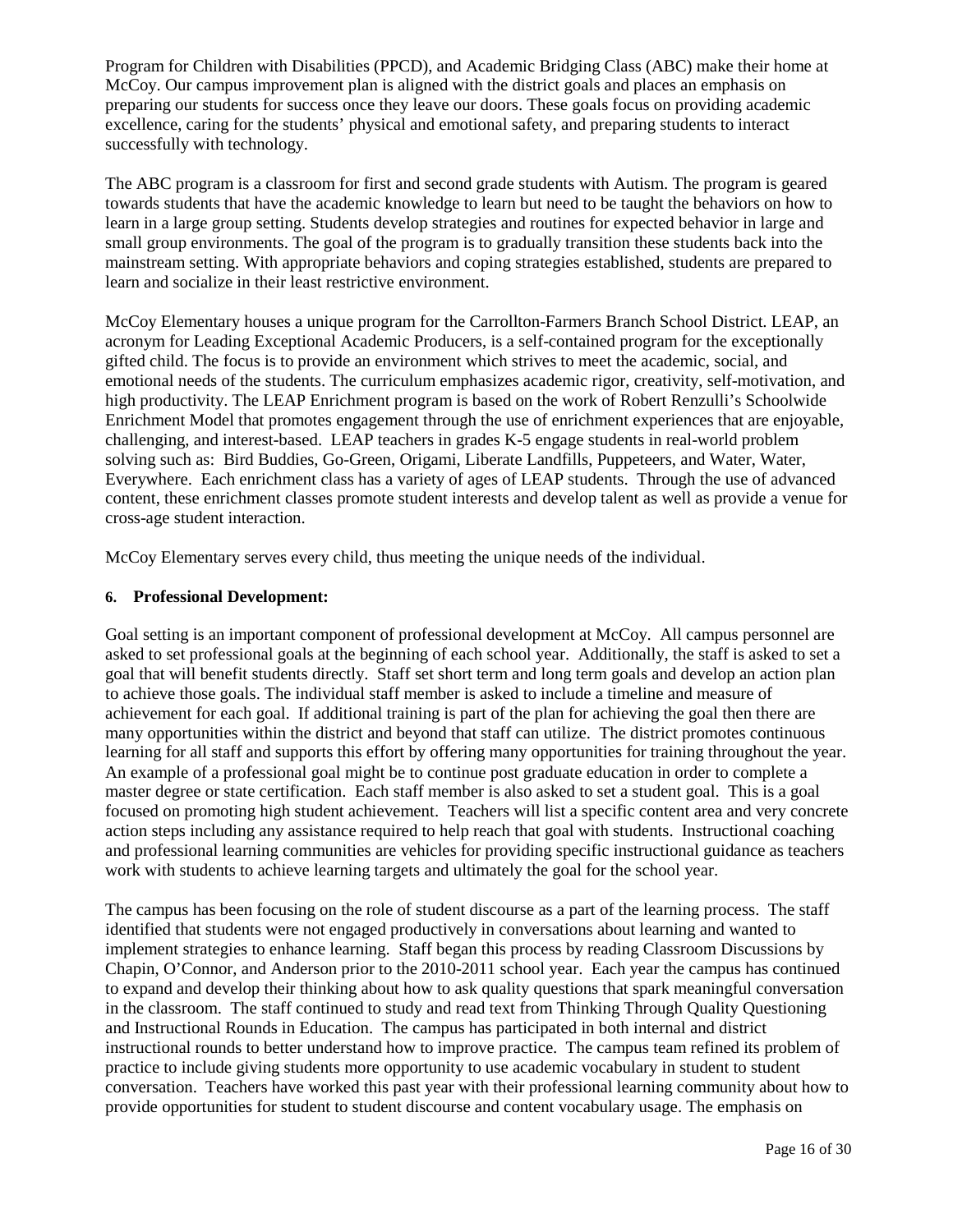Program for Children with Disabilities (PPCD), and Academic Bridging Class (ABC) make their home at McCoy. Our campus improvement plan is aligned with the district goals and places an emphasis on preparing our students for success once they leave our doors. These goals focus on providing academic excellence, caring for the students' physical and emotional safety, and preparing students to interact successfully with technology.

The ABC program is a classroom for first and second grade students with Autism. The program is geared towards students that have the academic knowledge to learn but need to be taught the behaviors on how to learn in a large group setting. Students develop strategies and routines for expected behavior in large and small group environments. The goal of the program is to gradually transition these students back into the mainstream setting. With appropriate behaviors and coping strategies established, students are prepared to learn and socialize in their least restrictive environment.

McCoy Elementary houses a unique program for the Carrollton-Farmers Branch School District. LEAP, an acronym for Leading Exceptional Academic Producers, is a self-contained program for the exceptionally gifted child. The focus is to provide an environment which strives to meet the academic, social, and emotional needs of the students. The curriculum emphasizes academic rigor, creativity, self-motivation, and high productivity. The LEAP Enrichment program is based on the work of Robert Renzulli's Schoolwide Enrichment Model that promotes engagement through the use of enrichment experiences that are enjoyable, challenging, and interest-based. LEAP teachers in grades K-5 engage students in real-world problem solving such as: Bird Buddies, Go-Green, Origami, Liberate Landfills, Puppeteers, and Water, Water, Everywhere. Each enrichment class has a variety of ages of LEAP students. Through the use of advanced content, these enrichment classes promote student interests and develop talent as well as provide a venue for cross-age student interaction.

McCoy Elementary serves every child, thus meeting the unique needs of the individual.

**6. Professional Development:**

Goal setting is an important component of professional development at McCoy. All campus personnel are asked to set professional goals at the beginning of each school year. Additionally, the staff is asked to set a goal that will benefit students directly. Staff set short term and long term goals and develop an action plan to achieve those goals. The individual staff member is asked to include a timeline and measure of achievement for each goal. If additional training is part of the plan for achieving the goal then there are many opportunities within the district and beyond that staff can utilize. The district promotes continuous learning for all staff and supports this effort by offering many opportunities for training throughout the year. An example of a professional goal might be to continue post graduate education in order to complete a master degree or state certification. Each staff member is also asked to set a student goal. This is a goal focused on promoting high student achievement. Teachers will list a specific content area and very concrete action steps including any assistance required to help reach that goal with students. Instructional coaching and professional learning communities are vehicles for providing specific instructional guidance as teachers work with students to achieve learning targets and ultimately the goal for the school year.

The campus has been focusing on the role of student discourse as a part of the learning process. The staff identified that students were not engaged productively in conversations about learning and wanted to implement strategies to enhance learning. Staff began this process by reading Classroom Discussions by Chapin, O'Connor, and Anderson prior to the 2010-2011 school year. Each year the campus has continued to expand and develop their thinking about how to ask quality questions that spark meaningful conversation in the classroom. The staff continued to study and read text from Thinking Through Quality Questioning and Instructional Rounds in Education. The campus has participated in both internal and district instructional rounds to better understand how to improve practice. The campus team refined its problem of practice to include giving students more opportunity to use academic vocabulary in student to student conversation. Teachers have worked this past year with their professional learning community about how to provide opportunities for student to student discourse and content vocabulary usage. The emphasis on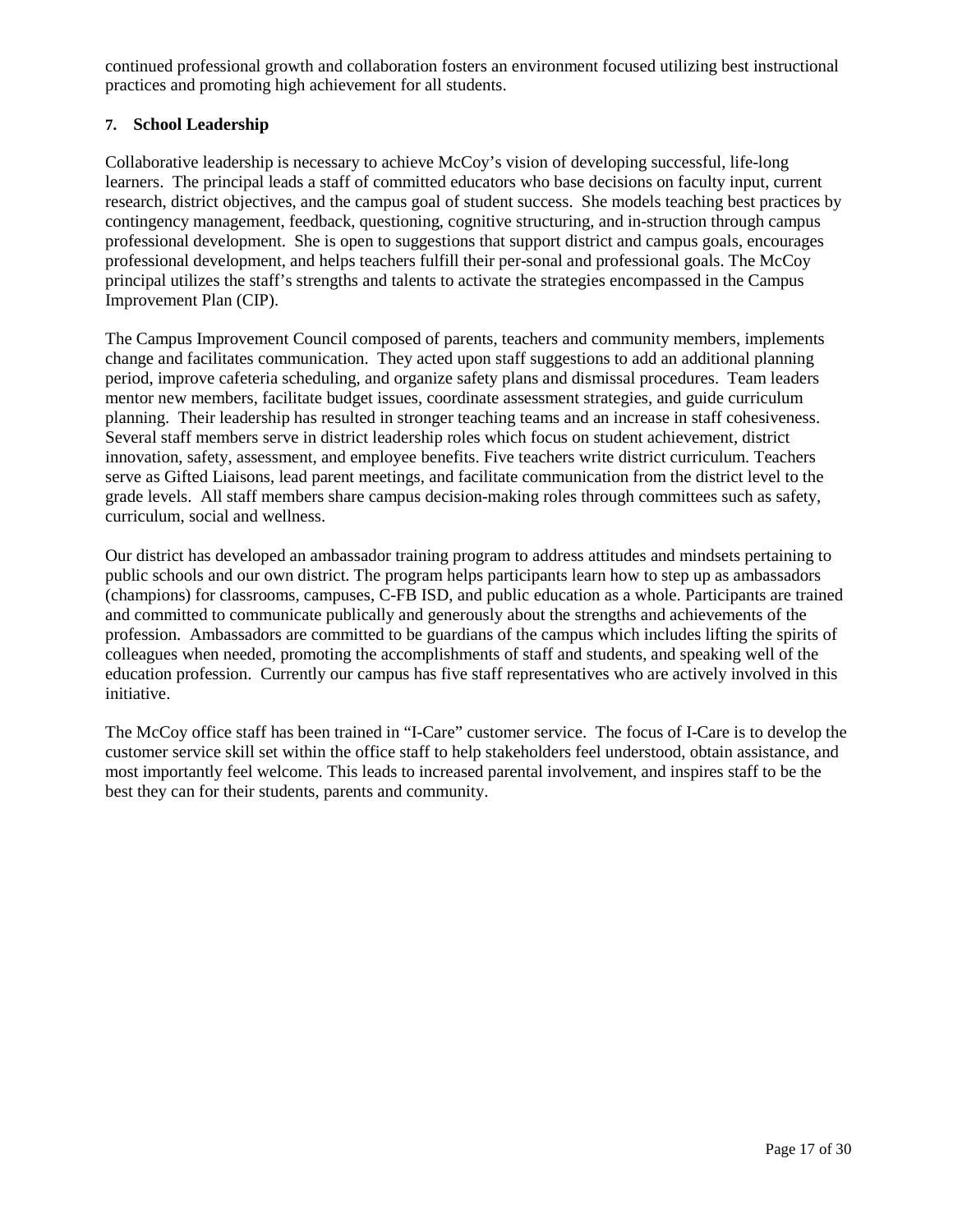continued professional growth and collaboration fosters an environment focused utilizing best instructional practices and promoting high achievement for all students.

### 7. School Leadership

Collaborative leadership is necessary to achieve McCoy's vision of developing successful, life-long learners. The principal leads a staff of committed educators who base decisions on faculty input, current research, district objectives, and the campus goal of student success. She models teaching best practices by contingency management, feedback, questioning, cognitive structuring, and in-struction through campus professional development. She is open to suggestions that support district and campus goals, encourages professional development, and helps teachers fulfill their per-sonal and professional goals. The McCoy principal utilizes the staff's strengths and talents to activate the strategies encompassed in the Campus Improvement Plan (CIP).

The Campus Improvement Council composed of parents, teachers and community members, implements change and facilitates communication. They acted upon staff suggestions to add an additional planning period, improve cafeteria scheduling, and organize safety plans and dismissal procedures. Team leaders mentor new members, facilitate budget issues, coordinate assessment strategies, and guide curriculum planning. Their leadership has resulted in stronger teaching teams and an increase in staff cohesiveness. Several staff members serve in district leadership roles which focus on student achievement, district innovation, safety, assessment, and employee benefits. Five teachers write district curriculum. Teachers serve as Gifted Liaisons, lead parent meetings, and facilitate communication from the district level to the grade levels. All staff members share campus decision-making roles through committees such as safety, curriculum, social and wellness.

Our district has developed an ambassador training program to address attitudes and mindsets pertaining to public schools and our own district. The program helps participants learn how to step up as ambassadors (champions) for classrooms, campuses, C-FB ISD, and public education as a whole. Participants are trained and committed to communicate publically and generously about the strengths and achievements of the profession. Ambassadors are committed to be guardians of the campus which includes lifting the spirits of colleagues when needed, promoting the accomplishments of staff and students, and speaking well of the education profession. Currently our campus has five staff representatives who are actively involved in this initiative.

The McCoy office staff has been trained in "I-Care" customer service. The focus of I-Care is to develop the customer service skill set within the office staff to help stakeholders feel understood, obtain assistance, and most importantly feel welcome. This leads to increased parental involvement, and inspires staff to be the best they can for their students, parents and community.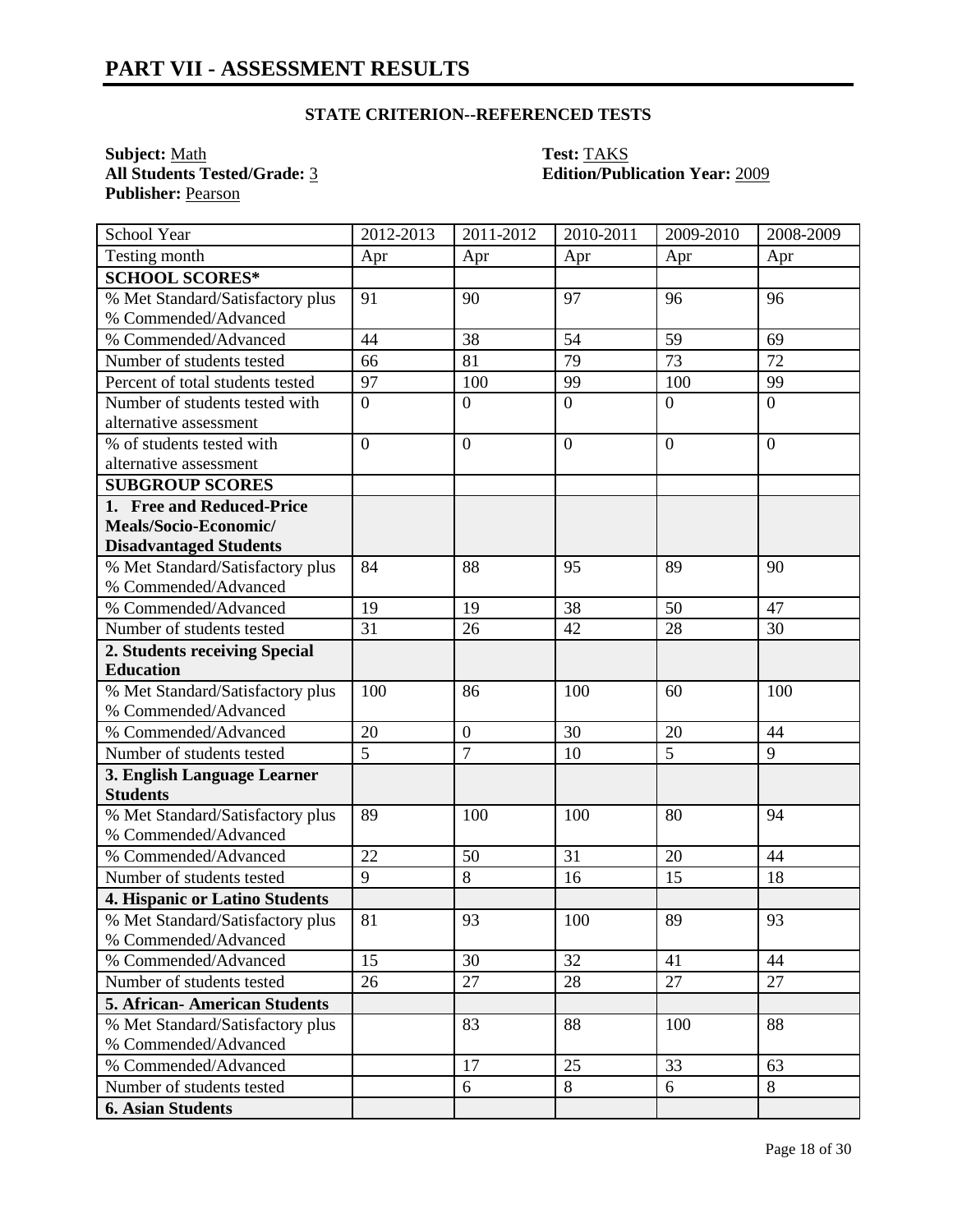# PART VII - ASSESSMENT RESULTS

**STATE CRITERION--REFERENCED TESTS**

**Subject:** Math
**All Students Tested/Grade:** 3
**Publisher:** Pearson

**Test:** TAKS
**Edition/Publication Year:** 2009

| School Year | 2012-2013 | 2011-2012 | 2010-2011 | 2009-2010 | 2008-2009 |
|---|---|---|---|---|---|
| Testing month | Apr | Apr | Apr | Apr | Apr |
| **SCHOOL SCORES*** | | | | | |
| % Met Standard/Satisfactory plus % Commended/Advanced | 91 | 90 | 97 | 96 | 96 |
| % Commended/Advanced | 44 | 38 | 54 | 59 | 69 |
| Number of students tested | 66 | 81 | 79 | 73 | 72 |
| Percent of total students tested | 97 | 100 | 99 | 100 | 99 |
| Number of students tested with alternative assessment | 0 | 0 | 0 | 0 | 0 |
| % of students tested with alternative assessment | 0 | 0 | 0 | 0 | 0 |
| **SUBGROUP SCORES** | | | | | |
| **1. Free and Reduced-Price Meals/Socio-Economic/ Disadvantaged Students** | | | | | |
| % Met Standard/Satisfactory plus % Commended/Advanced | 84 | 88 | 95 | 89 | 90 |
| % Commended/Advanced | 19 | 19 | 38 | 50 | 47 |
| Number of students tested | 31 | 26 | 42 | 28 | 30 |
| **2. Students receiving Special Education** | | | | | |
| % Met Standard/Satisfactory plus % Commended/Advanced | 100 | 86 | 100 | 60 | 100 |
| % Commended/Advanced | 20 | 0 | 30 | 20 | 44 |
| Number of students tested | 5 | 7 | 10 | 5 | 9 |
| **3. English Language Learner Students** | | | | | |
| % Met Standard/Satisfactory plus % Commended/Advanced | 89 | 100 | 100 | 80 | 94 |
| % Commended/Advanced | 22 | 50 | 31 | 20 | 44 |
| Number of students tested | 9 | 8 | 16 | 15 | 18 |
| **4. Hispanic or Latino Students** | | | | | |
| % Met Standard/Satisfactory plus % Commended/Advanced | 81 | 93 | 100 | 89 | 93 |
| % Commended/Advanced | 15 | 30 | 32 | 41 | 44 |
| Number of students tested | 26 | 27 | 28 | 27 | 27 |
| **5. African- American Students** | | | | | |
| % Met Standard/Satisfactory plus % Commended/Advanced | | 83 | 88 | 100 | 88 |
| % Commended/Advanced | | 17 | 25 | 33 | 63 |
| Number of students tested | | 6 | 8 | 6 | 8 |
| **6. Asian Students** | | | | | |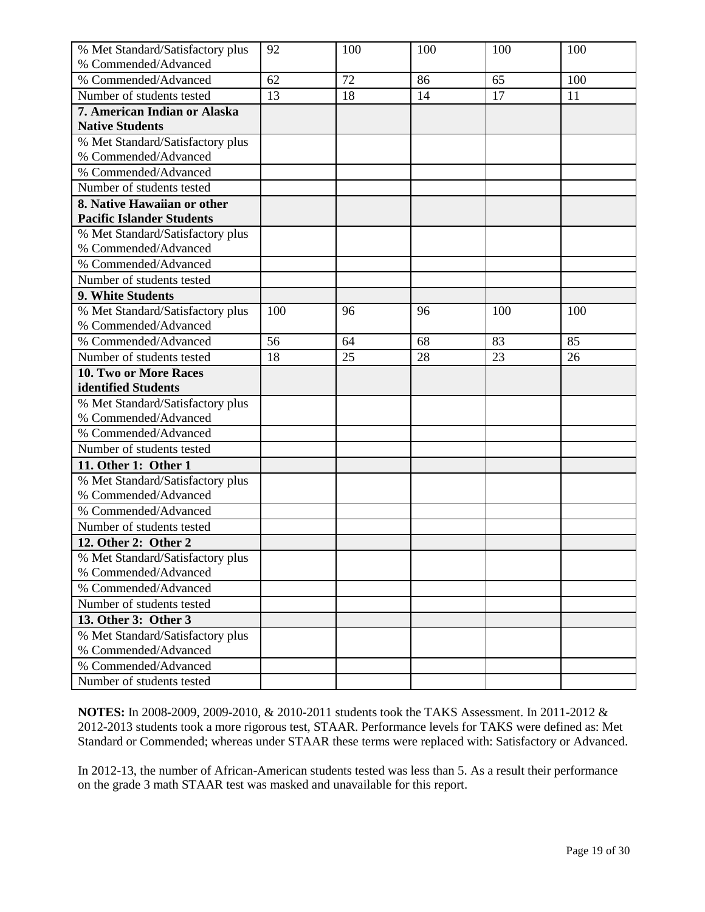| | | | | | |
|---|---|---|---|---|---|
| % Met Standard/Satisfactory plus % Commended/Advanced | 92 | 100 | 100 | 100 | 100 |
| % Commended/Advanced | 62 | 72 | 86 | 65 | 100 |
| Number of students tested | 13 | 18 | 14 | 17 | 11 |
| **7. American Indian or Alaska Native Students** | | | | | |
| % Met Standard/Satisfactory plus % Commended/Advanced | | | | | |
| % Commended/Advanced | | | | | |
| Number of students tested | | | | | |
| **8. Native Hawaiian or other Pacific Islander Students** | | | | | |
| % Met Standard/Satisfactory plus % Commended/Advanced | | | | | |
| % Commended/Advanced | | | | | |
| Number of students tested | | | | | |
| **9. White Students** | | | | | |
| % Met Standard/Satisfactory plus % Commended/Advanced | 100 | 96 | 96 | 100 | 100 |
| % Commended/Advanced | 56 | 64 | 68 | 83 | 85 |
| Number of students tested | 18 | 25 | 28 | 23 | 26 |
| **10. Two or More Races identified Students** | | | | | |
| % Met Standard/Satisfactory plus % Commended/Advanced | | | | | |
| % Commended/Advanced | | | | | |
| Number of students tested | | | | | |
| **11. Other 1: Other 1** | | | | | |
| % Met Standard/Satisfactory plus % Commended/Advanced | | | | | |
| % Commended/Advanced | | | | | |
| Number of students tested | | | | | |
| **12. Other 2: Other 2** | | | | | |
| % Met Standard/Satisfactory plus % Commended/Advanced | | | | | |
| % Commended/Advanced | | | | | |
| Number of students tested | | | | | |
| **13. Other 3: Other 3** | | | | | |
| % Met Standard/Satisfactory plus % Commended/Advanced | | | | | |
| % Commended/Advanced | | | | | |
| Number of students tested | | | | | |

**NOTES:** In 2008-2009, 2009-2010, & 2010-2011 students took the TAKS Assessment. In 2011-2012 & 2012-2013 students took a more rigorous test, STAAR. Performance levels for TAKS were defined as: Met Standard or Commended; whereas under STAAR these terms were replaced with: Satisfactory or Advanced.

In 2012-13, the number of African-American students tested was less than 5. As a result their performance on the grade 3 math STAAR test was masked and unavailable for this report.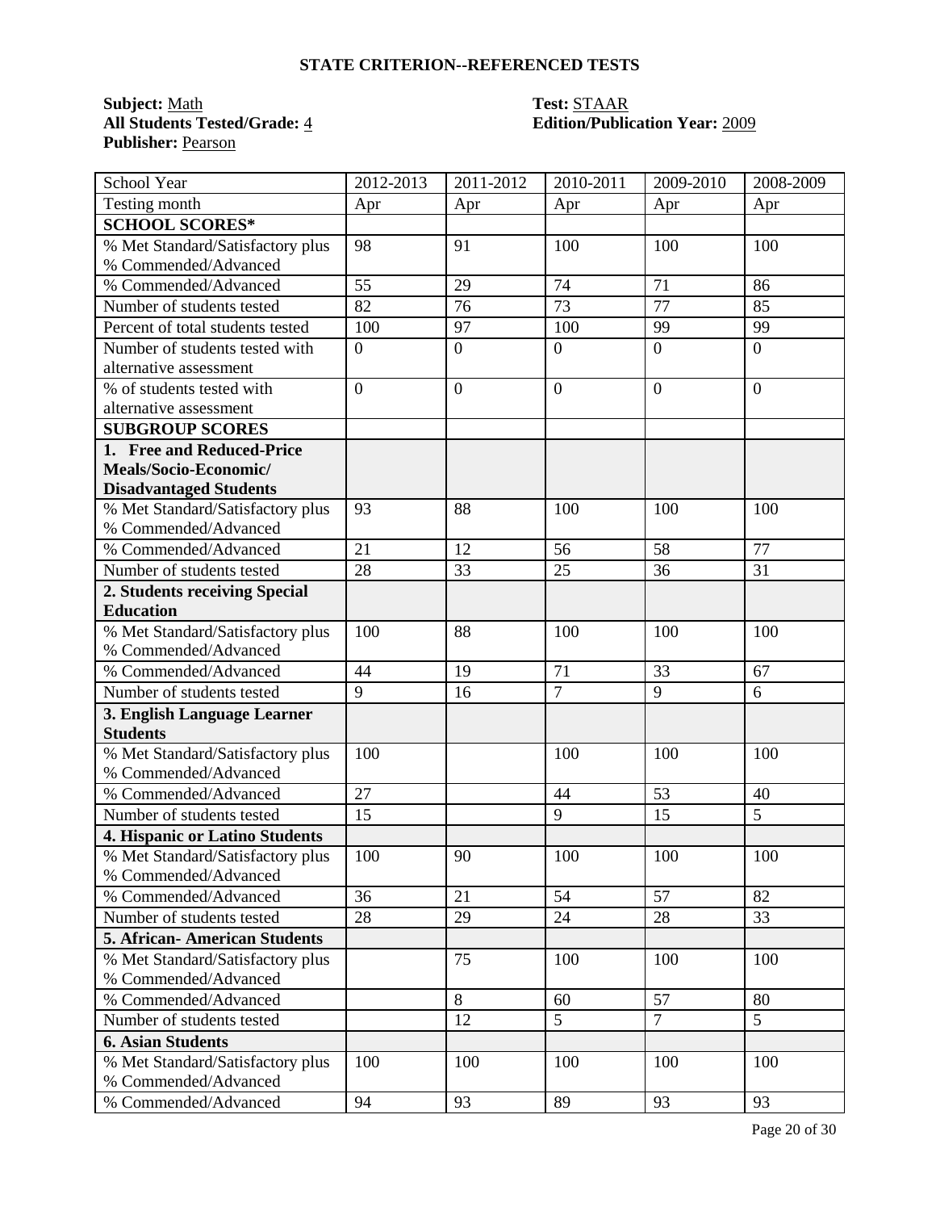## STATE CRITERION--REFERENCED TESTS

**Subject:** Math  
**All Students Tested/Grade:** 4  
**Publisher:** Pearson

**Test:** STAAR  
**Edition/Publication Year:** 2009

| School Year | 2012-2013 | 2011-2012 | 2010-2011 | 2009-2010 | 2008-2009 |
|---|---|---|---|---|---|
| Testing month | Apr | Apr | Apr | Apr | Apr |
| **SCHOOL SCORES*** | | | | | |
| % Met Standard/Satisfactory plus % Commended/Advanced | 98 | 91 | 100 | 100 | 100 |
| % Commended/Advanced | 55 | 29 | 74 | 71 | 86 |
| Number of students tested | 82 | 76 | 73 | 77 | 85 |
| Percent of total students tested | 100 | 97 | 100 | 99 | 99 |
| Number of students tested with alternative assessment | 0 | 0 | 0 | 0 | 0 |
| % of students tested with alternative assessment | 0 | 0 | 0 | 0 | 0 |
| **SUBGROUP SCORES** | | | | | |
| **1. Free and Reduced-Price Meals/Socio-Economic/ Disadvantaged Students** | | | | | |
| % Met Standard/Satisfactory plus % Commended/Advanced | 93 | 88 | 100 | 100 | 100 |
| % Commended/Advanced | 21 | 12 | 56 | 58 | 77 |
| Number of students tested | 28 | 33 | 25 | 36 | 31 |
| **2. Students receiving Special Education** | | | | | |
| % Met Standard/Satisfactory plus % Commended/Advanced | 100 | 88 | 100 | 100 | 100 |
| % Commended/Advanced | 44 | 19 | 71 | 33 | 67 |
| Number of students tested | 9 | 16 | 7 | 9 | 6 |
| **3. English Language Learner Students** | | | | | |
| % Met Standard/Satisfactory plus % Commended/Advanced | 100 | | 100 | 100 | 100 |
| % Commended/Advanced | 27 | | 44 | 53 | 40 |
| Number of students tested | 15 | | 9 | 15 | 5 |
| **4. Hispanic or Latino Students** | | | | | |
| % Met Standard/Satisfactory plus % Commended/Advanced | 100 | 90 | 100 | 100 | 100 |
| % Commended/Advanced | 36 | 21 | 54 | 57 | 82 |
| Number of students tested | 28 | 29 | 24 | 28 | 33 |
| **5. African- American Students** | | | | | |
| % Met Standard/Satisfactory plus % Commended/Advanced | | 75 | 100 | 100 | 100 |
| % Commended/Advanced | | 8 | 60 | 57 | 80 |
| Number of students tested | | 12 | 5 | 7 | 5 |
| **6. Asian Students** | | | | | |
| % Met Standard/Satisfactory plus % Commended/Advanced | 100 | 100 | 100 | 100 | 100 |
| % Commended/Advanced | 94 | 93 | 89 | 93 | 93 |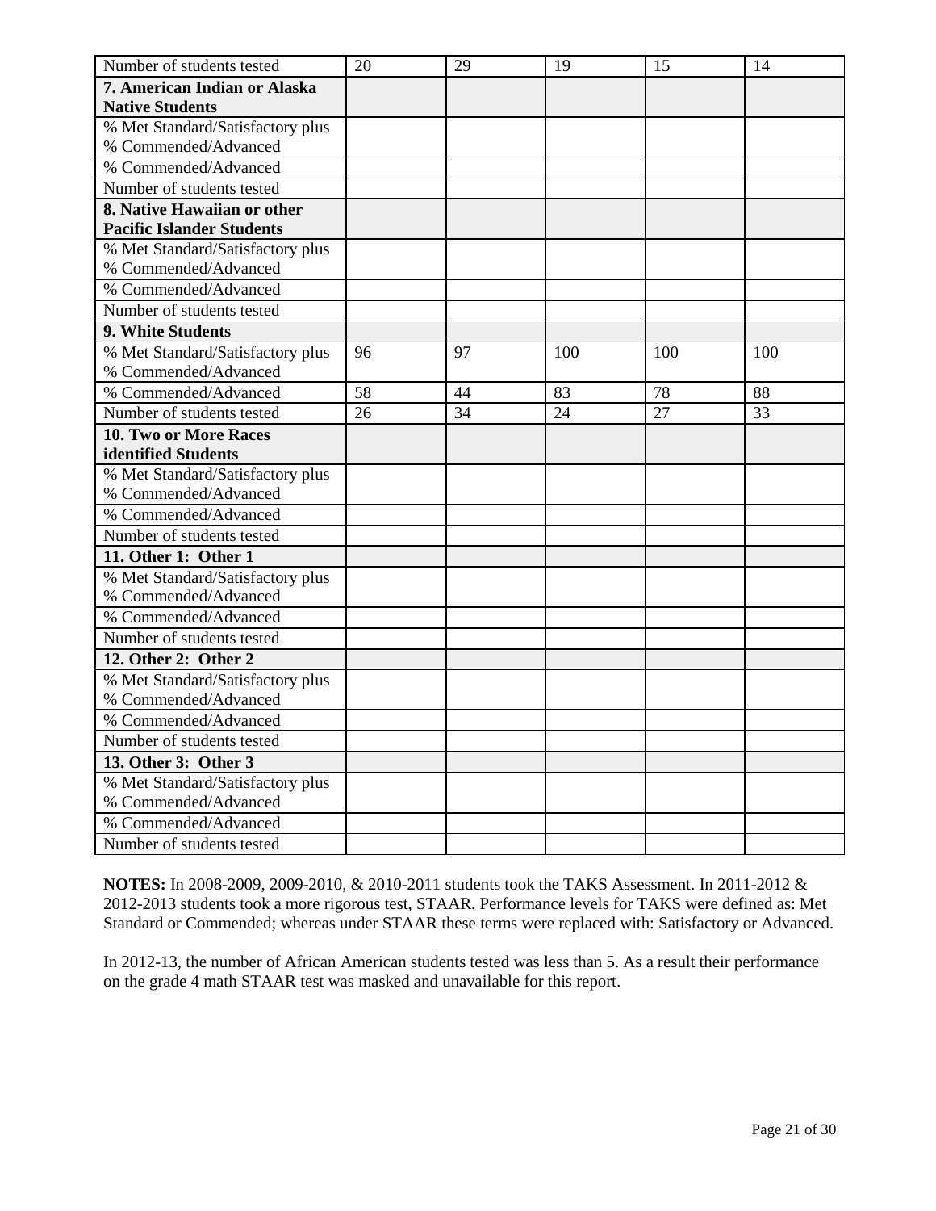| Number of students tested | 20 | 29 | 19 | 15 | 14 |
|---|---|---|---|---|---|
| **7. American Indian or Alaska Native Students** | | | | | |
| % Met Standard/Satisfactory plus % Commended/Advanced | | | | | |
| % Commended/Advanced | | | | | |
| Number of students tested | | | | | |
| **8. Native Hawaiian or other Pacific Islander Students** | | | | | |
| % Met Standard/Satisfactory plus % Commended/Advanced | | | | | |
| % Commended/Advanced | | | | | |
| Number of students tested | | | | | |
| **9. White Students** | | | | | |
| % Met Standard/Satisfactory plus % Commended/Advanced | 96 | 97 | 100 | 100 | 100 |
| % Commended/Advanced | 58 | 44 | 83 | 78 | 88 |
| Number of students tested | 26 | 34 | 24 | 27 | 33 |
| **10. Two or More Races identified Students** | | | | | |
| % Met Standard/Satisfactory plus % Commended/Advanced | | | | | |
| % Commended/Advanced | | | | | |
| Number of students tested | | | | | |
| **11. Other 1: Other 1** | | | | | |
| % Met Standard/Satisfactory plus % Commended/Advanced | | | | | |
| % Commended/Advanced | | | | | |
| Number of students tested | | | | | |
| **12. Other 2: Other 2** | | | | | |
| % Met Standard/Satisfactory plus % Commended/Advanced | | | | | |
| % Commended/Advanced | | | | | |
| Number of students tested | | | | | |
| **13. Other 3: Other 3** | | | | | |
| % Met Standard/Satisfactory plus % Commended/Advanced | | | | | |
| % Commended/Advanced | | | | | |
| Number of students tested | | | | | |

**NOTES:** In 2008-2009, 2009-2010, & 2010-2011 students took the TAKS Assessment. In 2011-2012 & 2012-2013 students took a more rigorous test, STAAR. Performance levels for TAKS were defined as: Met Standard or Commended; whereas under STAAR these terms were replaced with: Satisfactory or Advanced.

In 2012-13, the number of African American students tested was less than 5. As a result their performance on the grade 4 math STAAR test was masked and unavailable for this report.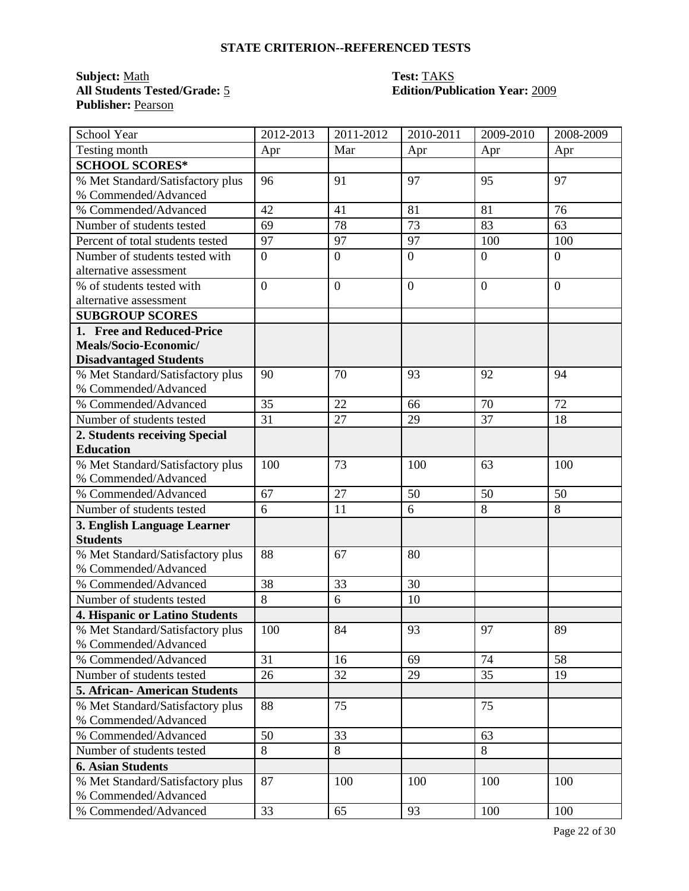## STATE CRITERION--REFERENCED TESTS

**Subject:** Math  **Test:** TAKS
**All Students Tested/Grade:** 5  **Edition/Publication Year:** 2009
**Publisher:** Pearson

| School Year | 2012-2013 | 2011-2012 | 2010-2011 | 2009-2010 | 2008-2009 |
|---|---|---|---|---|---|
| Testing month | Apr | Mar | Apr | Apr | Apr |
| **SCHOOL SCORES*** | | | | | |
| % Met Standard/Satisfactory plus % Commended/Advanced | 96 | 91 | 97 | 95 | 97 |
| % Commended/Advanced | 42 | 41 | 81 | 81 | 76 |
| Number of students tested | 69 | 78 | 73 | 83 | 63 |
| Percent of total students tested | 97 | 97 | 97 | 100 | 100 |
| Number of students tested with alternative assessment | 0 | 0 | 0 | 0 | 0 |
| % of students tested with alternative assessment | 0 | 0 | 0 | 0 | 0 |
| **SUBGROUP SCORES** | | | | | |
| **1. Free and Reduced-Price Meals/Socio-Economic/ Disadvantaged Students** | | | | | |
| % Met Standard/Satisfactory plus % Commended/Advanced | 90 | 70 | 93 | 92 | 94 |
| % Commended/Advanced | 35 | 22 | 66 | 70 | 72 |
| Number of students tested | 31 | 27 | 29 | 37 | 18 |
| **2. Students receiving Special Education** | | | | | |
| % Met Standard/Satisfactory plus % Commended/Advanced | 100 | 73 | 100 | 63 | 100 |
| % Commended/Advanced | 67 | 27 | 50 | 50 | 50 |
| Number of students tested | 6 | 11 | 6 | 8 | 8 |
| **3. English Language Learner Students** | | | | | |
| % Met Standard/Satisfactory plus % Commended/Advanced | 88 | 67 | 80 | | |
| % Commended/Advanced | 38 | 33 | 30 | | |
| Number of students tested | 8 | 6 | 10 | | |
| **4. Hispanic or Latino Students** | | | | | |
| % Met Standard/Satisfactory plus % Commended/Advanced | 100 | 84 | 93 | 97 | 89 |
| % Commended/Advanced | 31 | 16 | 69 | 74 | 58 |
| Number of students tested | 26 | 32 | 29 | 35 | 19 |
| **5. African- American Students** | | | | | |
| % Met Standard/Satisfactory plus % Commended/Advanced | 88 | 75 | | 75 | |
| % Commended/Advanced | 50 | 33 | | 63 | |
| Number of students tested | 8 | 8 | | 8 | |
| **6. Asian Students** | | | | | |
| % Met Standard/Satisfactory plus % Commended/Advanced | 87 | 100 | 100 | 100 | 100 |
| % Commended/Advanced | 33 | 65 | 93 | 100 | 100 |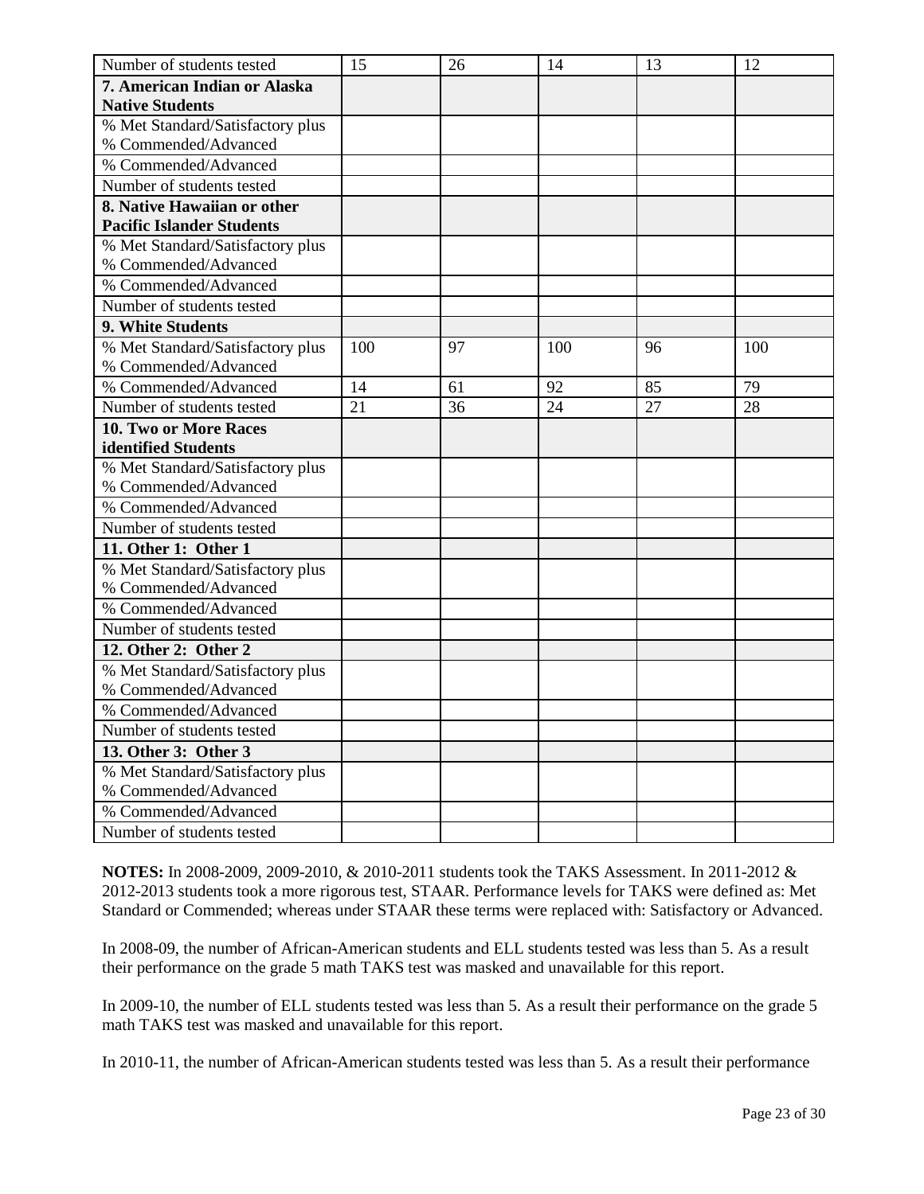| Number of students tested | 15 | 26 | 14 | 13 | 12 |
|---|---|---|---|---|---|
| **7. American Indian or Alaska Native Students** | | | | | |
| % Met Standard/Satisfactory plus % Commended/Advanced | | | | | |
| % Commended/Advanced | | | | | |
| Number of students tested | | | | | |
| **8. Native Hawaiian or other Pacific Islander Students** | | | | | |
| % Met Standard/Satisfactory plus % Commended/Advanced | | | | | |
| % Commended/Advanced | | | | | |
| Number of students tested | | | | | |
| **9. White Students** | | | | | |
| % Met Standard/Satisfactory plus % Commended/Advanced | 100 | 97 | 100 | 96 | 100 |
| % Commended/Advanced | 14 | 61 | 92 | 85 | 79 |
| Number of students tested | 21 | 36 | 24 | 27 | 28 |
| **10. Two or More Races identified Students** | | | | | |
| % Met Standard/Satisfactory plus % Commended/Advanced | | | | | |
| % Commended/Advanced | | | | | |
| Number of students tested | | | | | |
| **11. Other 1: Other 1** | | | | | |
| % Met Standard/Satisfactory plus % Commended/Advanced | | | | | |
| % Commended/Advanced | | | | | |
| Number of students tested | | | | | |
| **12. Other 2: Other 2** | | | | | |
| % Met Standard/Satisfactory plus % Commended/Advanced | | | | | |
| % Commended/Advanced | | | | | |
| Number of students tested | | | | | |
| **13. Other 3: Other 3** | | | | | |
| % Met Standard/Satisfactory plus % Commended/Advanced | | | | | |
| % Commended/Advanced | | | | | |
| Number of students tested | | | | | |

**NOTES:** In 2008-2009, 2009-2010, & 2010-2011 students took the TAKS Assessment. In 2011-2012 & 2012-2013 students took a more rigorous test, STAAR. Performance levels for TAKS were defined as: Met Standard or Commended; whereas under STAAR these terms were replaced with: Satisfactory or Advanced.

In 2008-09, the number of African-American students and ELL students tested was less than 5. As a result their performance on the grade 5 math TAKS test was masked and unavailable for this report.

In 2009-10, the number of ELL students tested was less than 5. As a result their performance on the grade 5 math TAKS test was masked and unavailable for this report.

In 2010-11, the number of African-American students tested was less than 5. As a result their performance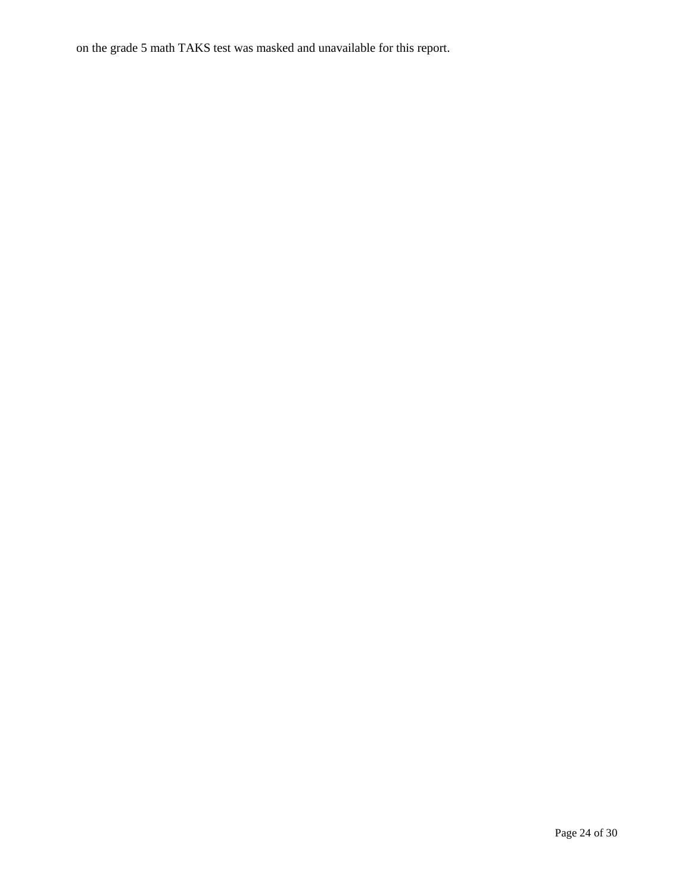on the grade 5 math TAKS test was masked and unavailable for this report.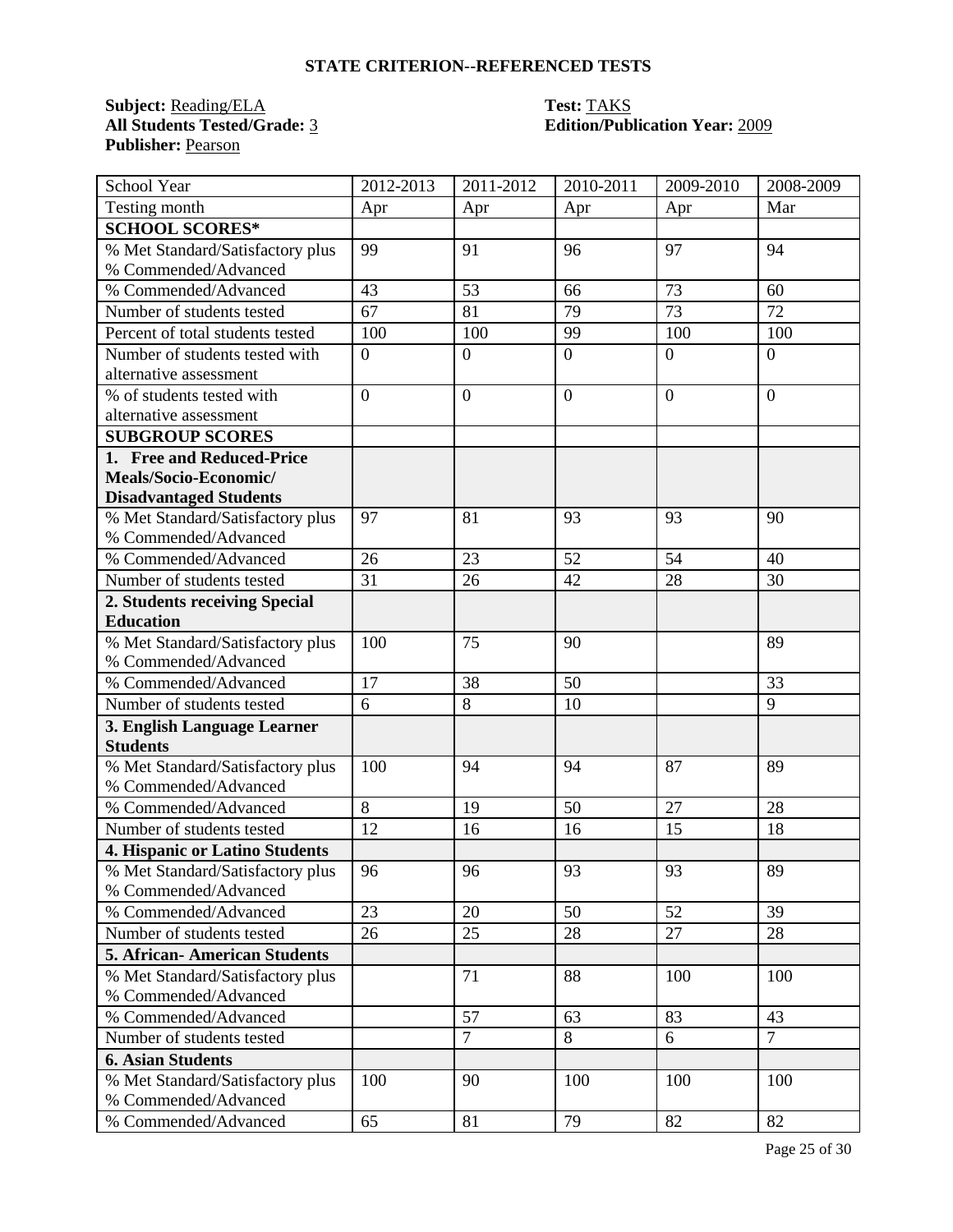**STATE CRITERION--REFERENCED TESTS**

**Subject:** Reading/ELA  **Test:** TAKS
**All Students Tested/Grade:** 3  **Edition/Publication Year:** 2009
**Publisher:** Pearson

| School Year | 2012-2013 | 2011-2012 | 2010-2011 | 2009-2010 | 2008-2009 |
|---|---|---|---|---|---|
| Testing month | Apr | Apr | Apr | Apr | Mar |
| **SCHOOL SCORES*** | | | | | |
| % Met Standard/Satisfactory plus % Commended/Advanced | 99 | 91 | 96 | 97 | 94 |
| % Commended/Advanced | 43 | 53 | 66 | 73 | 60 |
| Number of students tested | 67 | 81 | 79 | 73 | 72 |
| Percent of total students tested | 100 | 100 | 99 | 100 | 100 |
| Number of students tested with alternative assessment | 0 | 0 | 0 | 0 | 0 |
| % of students tested with alternative assessment | 0 | 0 | 0 | 0 | 0 |
| **SUBGROUP SCORES** | | | | | |
| **1. Free and Reduced-Price Meals/Socio-Economic/ Disadvantaged Students** | | | | | |
| % Met Standard/Satisfactory plus % Commended/Advanced | 97 | 81 | 93 | 93 | 90 |
| % Commended/Advanced | 26 | 23 | 52 | 54 | 40 |
| Number of students tested | 31 | 26 | 42 | 28 | 30 |
| **2. Students receiving Special Education** | | | | | |
| % Met Standard/Satisfactory plus % Commended/Advanced | 100 | 75 | 90 | | 89 |
| % Commended/Advanced | 17 | 38 | 50 | | 33 |
| Number of students tested | 6 | 8 | 10 | | 9 |
| **3. English Language Learner Students** | | | | | |
| % Met Standard/Satisfactory plus % Commended/Advanced | 100 | 94 | 94 | 87 | 89 |
| % Commended/Advanced | 8 | 19 | 50 | 27 | 28 |
| Number of students tested | 12 | 16 | 16 | 15 | 18 |
| **4. Hispanic or Latino Students** | | | | | |
| % Met Standard/Satisfactory plus % Commended/Advanced | 96 | 96 | 93 | 93 | 89 |
| % Commended/Advanced | 23 | 20 | 50 | 52 | 39 |
| Number of students tested | 26 | 25 | 28 | 27 | 28 |
| **5. African- American Students** | | | | | |
| % Met Standard/Satisfactory plus % Commended/Advanced | | 71 | 88 | 100 | 100 |
| % Commended/Advanced | | 57 | 63 | 83 | 43 |
| Number of students tested | | 7 | 8 | 6 | 7 |
| **6. Asian Students** | | | | | |
| % Met Standard/Satisfactory plus % Commended/Advanced | 100 | 90 | 100 | 100 | 100 |
| % Commended/Advanced | 65 | 81 | 79 | 82 | 82 |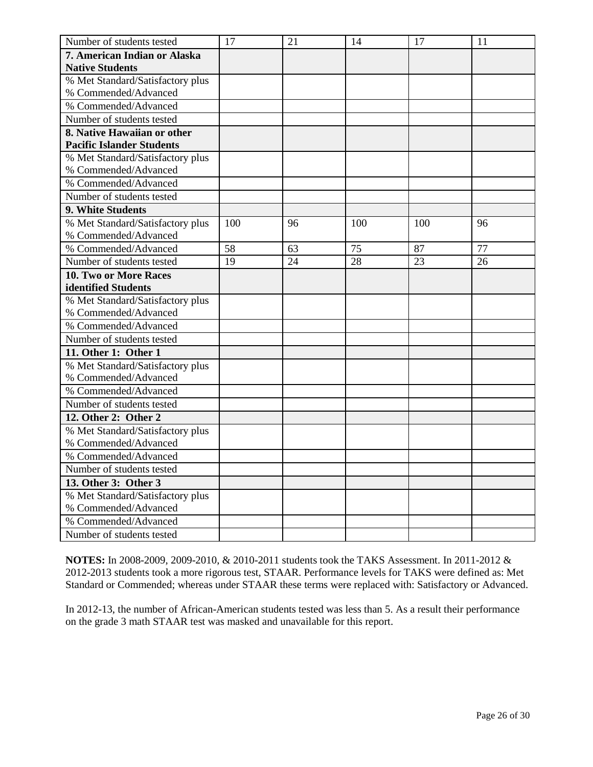| Number of students tested | 17 | 21 | 14 | 17 | 11 |
|---|---|---|---|---|---|
| **7. American Indian or Alaska Native Students** | | | | | |
| % Met Standard/Satisfactory plus % Commended/Advanced | | | | | |
| % Commended/Advanced | | | | | |
| Number of students tested | | | | | |
| **8. Native Hawaiian or other Pacific Islander Students** | | | | | |
| % Met Standard/Satisfactory plus % Commended/Advanced | | | | | |
| % Commended/Advanced | | | | | |
| Number of students tested | | | | | |
| **9. White Students** | | | | | |
| % Met Standard/Satisfactory plus % Commended/Advanced | 100 | 96 | 100 | 100 | 96 |
| % Commended/Advanced | 58 | 63 | 75 | 87 | 77 |
| Number of students tested | 19 | 24 | 28 | 23 | 26 |
| **10. Two or More Races identified Students** | | | | | |
| % Met Standard/Satisfactory plus % Commended/Advanced | | | | | |
| % Commended/Advanced | | | | | |
| Number of students tested | | | | | |
| **11. Other 1: Other 1** | | | | | |
| % Met Standard/Satisfactory plus % Commended/Advanced | | | | | |
| % Commended/Advanced | | | | | |
| Number of students tested | | | | | |
| **12. Other 2: Other 2** | | | | | |
| % Met Standard/Satisfactory plus % Commended/Advanced | | | | | |
| % Commended/Advanced | | | | | |
| Number of students tested | | | | | |
| **13. Other 3: Other 3** | | | | | |
| % Met Standard/Satisfactory plus % Commended/Advanced | | | | | |
| % Commended/Advanced | | | | | |
| Number of students tested | | | | | |

**NOTES:** In 2008-2009, 2009-2010, & 2010-2011 students took the TAKS Assessment. In 2011-2012 & 2012-2013 students took a more rigorous test, STAAR. Performance levels for TAKS were defined as: Met Standard or Commended; whereas under STAAR these terms were replaced with: Satisfactory or Advanced.

In 2012-13, the number of African-American students tested was less than 5. As a result their performance on the grade 3 math STAAR test was masked and unavailable for this report.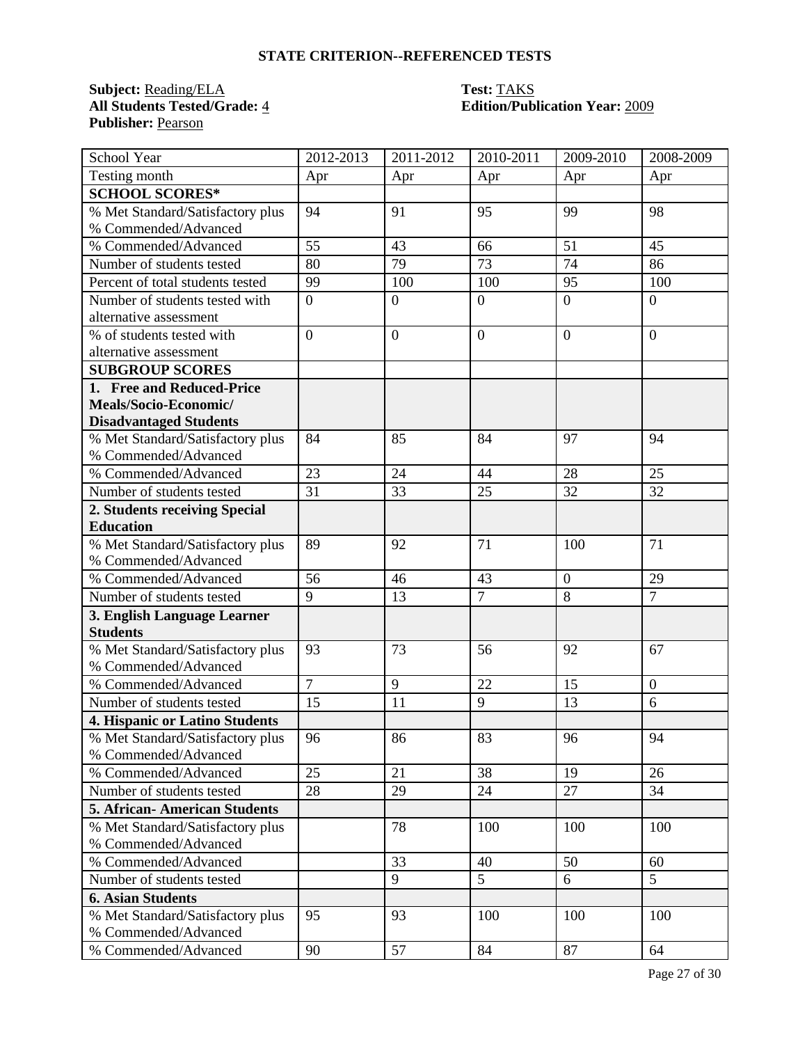## STATE CRITERION--REFERENCED TESTS

**Subject:** Reading/ELA
**All Students Tested/Grade:** 4
**Publisher:** Pearson
**Test:** TAKS
**Edition/Publication Year:** 2009

| School Year | 2012-2013 | 2011-2012 | 2010-2011 | 2009-2010 | 2008-2009 |
|---|---|---|---|---|---|
| Testing month | Apr | Apr | Apr | Apr | Apr |
| **SCHOOL SCORES*** | | | | | |
| % Met Standard/Satisfactory plus % Commended/Advanced | 94 | 91 | 95 | 99 | 98 |
| % Commended/Advanced | 55 | 43 | 66 | 51 | 45 |
| Number of students tested | 80 | 79 | 73 | 74 | 86 |
| Percent of total students tested | 99 | 100 | 100 | 95 | 100 |
| Number of students tested with alternative assessment | 0 | 0 | 0 | 0 | 0 |
| % of students tested with alternative assessment | 0 | 0 | 0 | 0 | 0 |
| **SUBGROUP SCORES** | | | | | |
| **1. Free and Reduced-Price Meals/Socio-Economic/ Disadvantaged Students** | | | | | |
| % Met Standard/Satisfactory plus % Commended/Advanced | 84 | 85 | 84 | 97 | 94 |
| % Commended/Advanced | 23 | 24 | 44 | 28 | 25 |
| Number of students tested | 31 | 33 | 25 | 32 | 32 |
| **2. Students receiving Special Education** | | | | | |
| % Met Standard/Satisfactory plus % Commended/Advanced | 89 | 92 | 71 | 100 | 71 |
| % Commended/Advanced | 56 | 46 | 43 | 0 | 29 |
| Number of students tested | 9 | 13 | 7 | 8 | 7 |
| **3. English Language Learner Students** | | | | | |
| % Met Standard/Satisfactory plus % Commended/Advanced | 93 | 73 | 56 | 92 | 67 |
| % Commended/Advanced | 7 | 9 | 22 | 15 | 0 |
| Number of students tested | 15 | 11 | 9 | 13 | 6 |
| **4. Hispanic or Latino Students** | | | | | |
| % Met Standard/Satisfactory plus % Commended/Advanced | 96 | 86 | 83 | 96 | 94 |
| % Commended/Advanced | 25 | 21 | 38 | 19 | 26 |
| Number of students tested | 28 | 29 | 24 | 27 | 34 |
| **5. African- American Students** | | | | | |
| % Met Standard/Satisfactory plus % Commended/Advanced | | 78 | 100 | 100 | 100 |
| % Commended/Advanced | | 33 | 40 | 50 | 60 |
| Number of students tested | | 9 | 5 | 6 | 5 |
| **6. Asian Students** | | | | | |
| % Met Standard/Satisfactory plus % Commended/Advanced | 95 | 93 | 100 | 100 | 100 |
| % Commended/Advanced | 90 | 57 | 84 | 87 | 64 |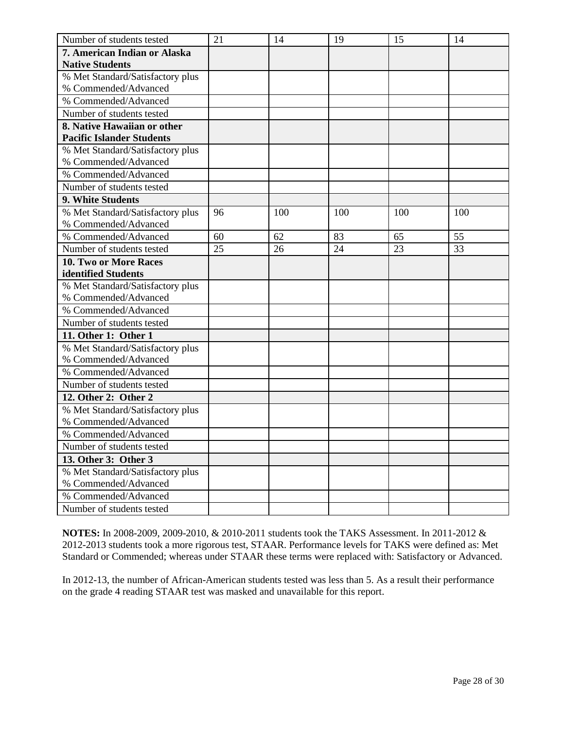| | | | | | |
|---|---|---|---|---|---|
| Number of students tested | 21 | 14 | 19 | 15 | 14 |
| **7. American Indian or Alaska Native Students** | | | | | |
| % Met Standard/Satisfactory plus % Commended/Advanced | | | | | |
| % Commended/Advanced | | | | | |
| Number of students tested | | | | | |
| **8. Native Hawaiian or other Pacific Islander Students** | | | | | |
| % Met Standard/Satisfactory plus % Commended/Advanced | | | | | |
| % Commended/Advanced | | | | | |
| Number of students tested | | | | | |
| **9. White Students** | | | | | |
| % Met Standard/Satisfactory plus % Commended/Advanced | 96 | 100 | 100 | 100 | 100 |
| % Commended/Advanced | 60 | 62 | 83 | 65 | 55 |
| Number of students tested | 25 | 26 | 24 | 23 | 33 |
| **10. Two or More Races identified Students** | | | | | |
| % Met Standard/Satisfactory plus % Commended/Advanced | | | | | |
| % Commended/Advanced | | | | | |
| Number of students tested | | | | | |
| **11. Other 1: Other 1** | | | | | |
| % Met Standard/Satisfactory plus % Commended/Advanced | | | | | |
| % Commended/Advanced | | | | | |
| Number of students tested | | | | | |
| **12. Other 2: Other 2** | | | | | |
| % Met Standard/Satisfactory plus % Commended/Advanced | | | | | |
| % Commended/Advanced | | | | | |
| Number of students tested | | | | | |
| **13. Other 3: Other 3** | | | | | |
| % Met Standard/Satisfactory plus % Commended/Advanced | | | | | |
| % Commended/Advanced | | | | | |
| Number of students tested | | | | | |

**NOTES:** In 2008-2009, 2009-2010, & 2010-2011 students took the TAKS Assessment. In 2011-2012 & 2012-2013 students took a more rigorous test, STAAR. Performance levels for TAKS were defined as: Met Standard or Commended; whereas under STAAR these terms were replaced with: Satisfactory or Advanced.

In 2012-13, the number of African-American students tested was less than 5. As a result their performance on the grade 4 reading STAAR test was masked and unavailable for this report.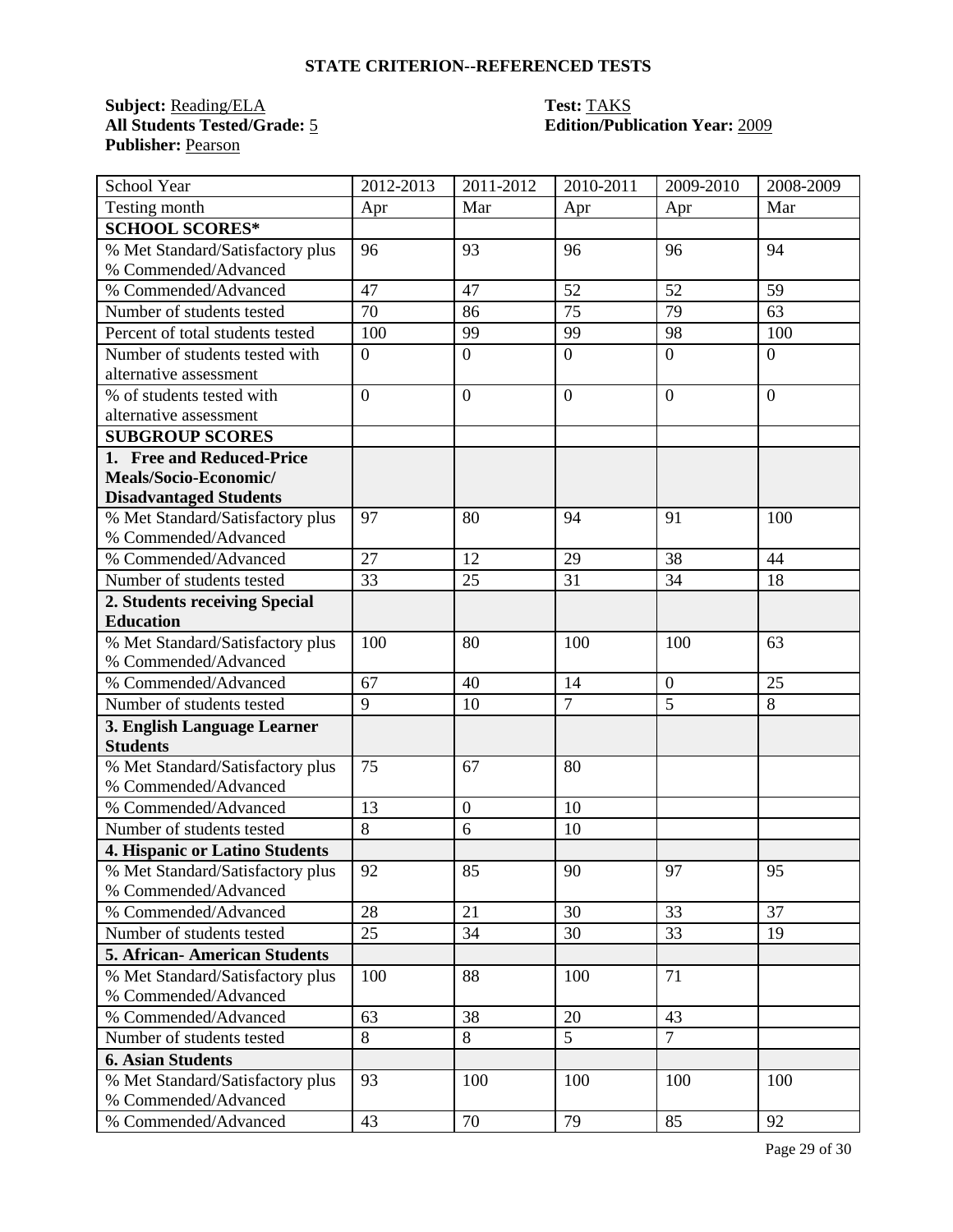## STATE CRITERION--REFERENCED TESTS

**Subject:** Reading/ELA
**All Students Tested/Grade:** 5
**Publisher:** Pearson

**Test:** TAKS
**Edition/Publication Year:** 2009

| School Year | 2012-2013 | 2011-2012 | 2010-2011 | 2009-2010 | 2008-2009 |
|---|---|---|---|---|---|
| Testing month | Apr | Mar | Apr | Apr | Mar |
| **SCHOOL SCORES*** | | | | | |
| % Met Standard/Satisfactory plus % Commended/Advanced | 96 | 93 | 96 | 96 | 94 |
| % Commended/Advanced | 47 | 47 | 52 | 52 | 59 |
| Number of students tested | 70 | 86 | 75 | 79 | 63 |
| Percent of total students tested | 100 | 99 | 99 | 98 | 100 |
| Number of students tested with alternative assessment | 0 | 0 | 0 | 0 | 0 |
| % of students tested with alternative assessment | 0 | 0 | 0 | 0 | 0 |
| **SUBGROUP SCORES** | | | | | |
| **1. Free and Reduced-Price Meals/Socio-Economic/ Disadvantaged Students** | | | | | |
| % Met Standard/Satisfactory plus % Commended/Advanced | 97 | 80 | 94 | 91 | 100 |
| % Commended/Advanced | 27 | 12 | 29 | 38 | 44 |
| Number of students tested | 33 | 25 | 31 | 34 | 18 |
| **2. Students receiving Special Education** | | | | | |
| % Met Standard/Satisfactory plus % Commended/Advanced | 100 | 80 | 100 | 100 | 63 |
| % Commended/Advanced | 67 | 40 | 14 | 0 | 25 |
| Number of students tested | 9 | 10 | 7 | 5 | 8 |
| **3. English Language Learner Students** | | | | | |
| % Met Standard/Satisfactory plus % Commended/Advanced | 75 | 67 | 80 | | |
| % Commended/Advanced | 13 | 0 | 10 | | |
| Number of students tested | 8 | 6 | 10 | | |
| **4. Hispanic or Latino Students** | | | | | |
| % Met Standard/Satisfactory plus % Commended/Advanced | 92 | 85 | 90 | 97 | 95 |
| % Commended/Advanced | 28 | 21 | 30 | 33 | 37 |
| Number of students tested | 25 | 34 | 30 | 33 | 19 |
| **5. African- American Students** | | | | | |
| % Met Standard/Satisfactory plus % Commended/Advanced | 100 | 88 | 100 | 71 | |
| % Commended/Advanced | 63 | 38 | 20 | 43 | |
| Number of students tested | 8 | 8 | 5 | 7 | |
| **6. Asian Students** | | | | | |
| % Met Standard/Satisfactory plus % Commended/Advanced | 93 | 100 | 100 | 100 | 100 |
| % Commended/Advanced | 43 | 70 | 79 | 85 | 92 |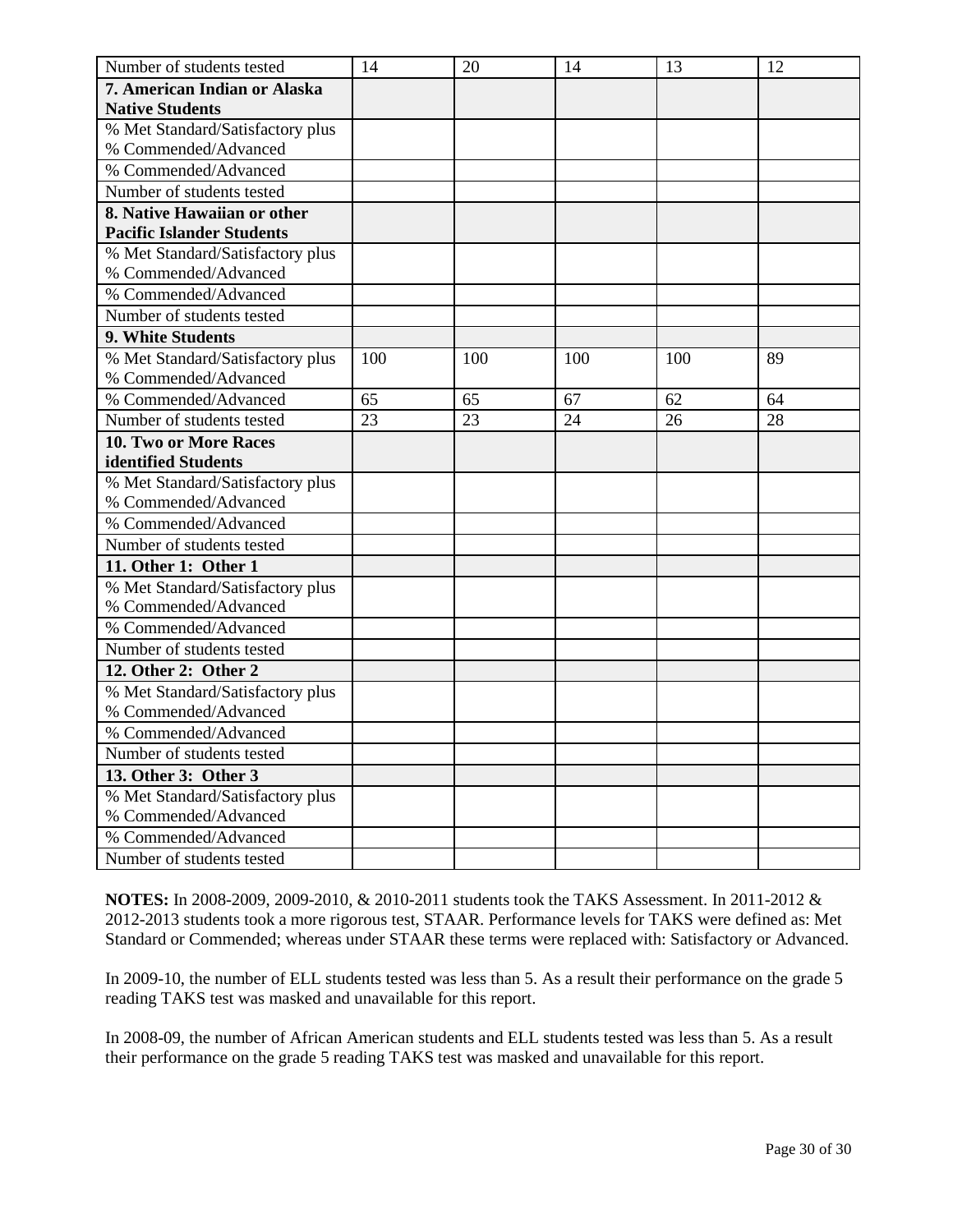| | | | | | |
|---|---|---|---|---|---|
| Number of students tested | 14 | 20 | 14 | 13 | 12 |
| **7. American Indian or Alaska Native Students** | | | | | |
| % Met Standard/Satisfactory plus % Commended/Advanced | | | | | |
| % Commended/Advanced | | | | | |
| Number of students tested | | | | | |
| **8. Native Hawaiian or other Pacific Islander Students** | | | | | |
| % Met Standard/Satisfactory plus % Commended/Advanced | | | | | |
| % Commended/Advanced | | | | | |
| Number of students tested | | | | | |
| **9. White Students** | | | | | |
| % Met Standard/Satisfactory plus % Commended/Advanced | 100 | 100 | 100 | 100 | 89 |
| % Commended/Advanced | 65 | 65 | 67 | 62 | 64 |
| Number of students tested | 23 | 23 | 24 | 26 | 28 |
| **10. Two or More Races identified Students** | | | | | |
| % Met Standard/Satisfactory plus % Commended/Advanced | | | | | |
| % Commended/Advanced | | | | | |
| Number of students tested | | | | | |
| **11. Other 1: Other 1** | | | | | |
| % Met Standard/Satisfactory plus % Commended/Advanced | | | | | |
| % Commended/Advanced | | | | | |
| Number of students tested | | | | | |
| **12. Other 2: Other 2** | | | | | |
| % Met Standard/Satisfactory plus % Commended/Advanced | | | | | |
| % Commended/Advanced | | | | | |
| Number of students tested | | | | | |
| **13. Other 3: Other 3** | | | | | |
| % Met Standard/Satisfactory plus % Commended/Advanced | | | | | |
| % Commended/Advanced | | | | | |
| Number of students tested | | | | | |

**NOTES:** In 2008-2009, 2009-2010, & 2010-2011 students took the TAKS Assessment. In 2011-2012 & 2012-2013 students took a more rigorous test, STAAR. Performance levels for TAKS were defined as: Met Standard or Commended; whereas under STAAR these terms were replaced with: Satisfactory or Advanced.

In 2009-10, the number of ELL students tested was less than 5. As a result their performance on the grade 5 reading TAKS test was masked and unavailable for this report.

In 2008-09, the number of African American students and ELL students tested was less than 5. As a result their performance on the grade 5 reading TAKS test was masked and unavailable for this report.